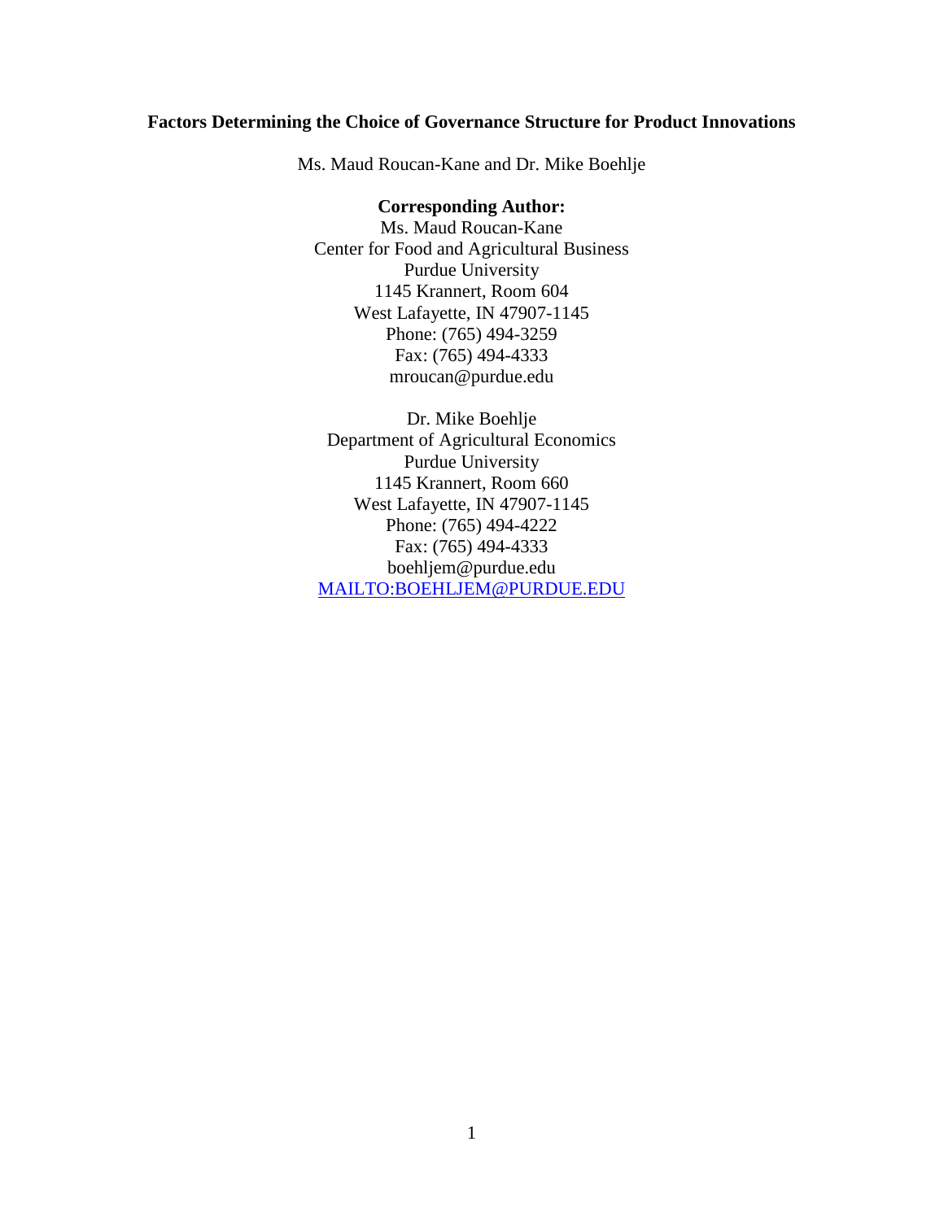# Factors Determining the Choice of Governance Structure for Product Innovations

Ms. Maud Roucan-Kane and Dr. Mike Boehlje

**Corresponding Author:**

Ms. Maud Roucan-Kane
Center for Food and Agricultural Business
Purdue University
1145 Krannert, Room 604
West Lafayette, IN 47907-1145
Phone: (765) 494-3259
Fax: (765) 494-4333
mroucan@purdue.edu

Dr. Mike Boehlje
Department of Agricultural Economics
Purdue University
1145 Krannert, Room 660
West Lafayette, IN 47907-1145
Phone: (765) 494-4222
Fax: (765) 494-4333
boehljem@purdue.edu
[MAILTO:BOEHLJEM@PURDUE.EDU](MAILTO:BOEHLJEM@PURDUE.EDU)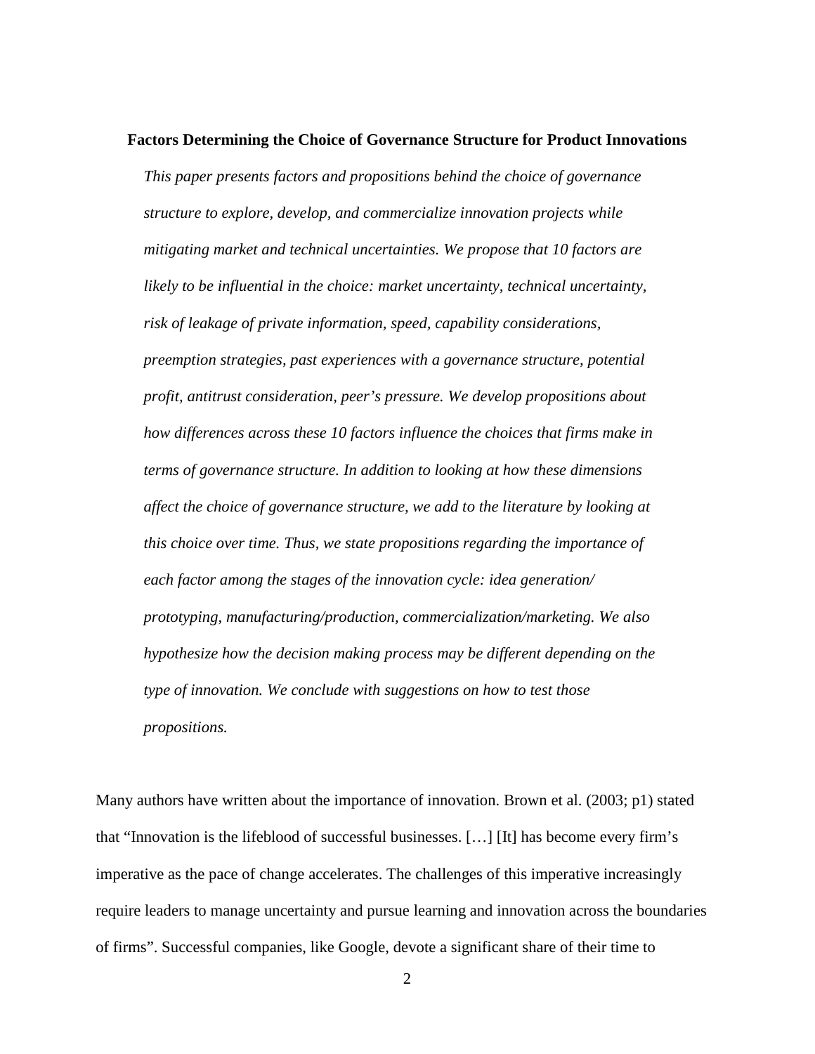**Factors Determining the Choice of Governance Structure for Product Innovations**

*This paper presents factors and propositions behind the choice of governance structure to explore, develop, and commercialize innovation projects while mitigating market and technical uncertainties. We propose that 10 factors are likely to be influential in the choice: market uncertainty, technical uncertainty, risk of leakage of private information, speed, capability considerations, preemption strategies, past experiences with a governance structure, potential profit, antitrust consideration, peer's pressure. We develop propositions about how differences across these 10 factors influence the choices that firms make in terms of governance structure. In addition to looking at how these dimensions affect the choice of governance structure, we add to the literature by looking at this choice over time. Thus, we state propositions regarding the importance of each factor among the stages of the innovation cycle: idea generation/ prototyping, manufacturing/production, commercialization/marketing. We also hypothesize how the decision making process may be different depending on the type of innovation. We conclude with suggestions on how to test those propositions.*

Many authors have written about the importance of innovation. Brown et al. (2003; p1) stated that "Innovation is the lifeblood of successful businesses. […] [It] has become every firm's imperative as the pace of change accelerates. The challenges of this imperative increasingly require leaders to manage uncertainty and pursue learning and innovation across the boundaries of firms". Successful companies, like Google, devote a significant share of their time to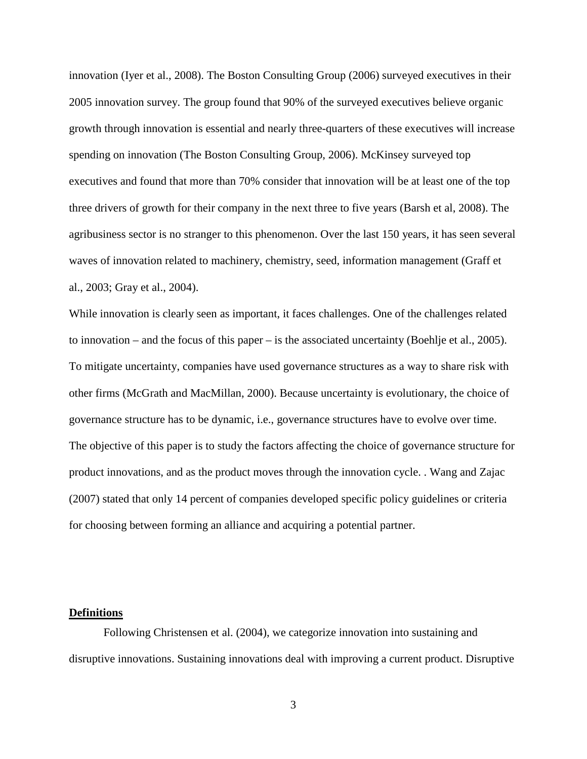innovation (Iyer et al., 2008). The Boston Consulting Group (2006) surveyed executives in their 2005 innovation survey. The group found that 90% of the surveyed executives believe organic growth through innovation is essential and nearly three-quarters of these executives will increase spending on innovation (The Boston Consulting Group, 2006). McKinsey surveyed top executives and found that more than 70% consider that innovation will be at least one of the top three drivers of growth for their company in the next three to five years (Barsh et al, 2008). The agribusiness sector is no stranger to this phenomenon. Over the last 150 years, it has seen several waves of innovation related to machinery, chemistry, seed, information management (Graff et al., 2003; Gray et al., 2004).

While innovation is clearly seen as important, it faces challenges. One of the challenges related to innovation – and the focus of this paper – is the associated uncertainty (Boehlje et al., 2005). To mitigate uncertainty, companies have used governance structures as a way to share risk with other firms (McGrath and MacMillan, 2000). Because uncertainty is evolutionary, the choice of governance structure has to be dynamic, i.e., governance structures have to evolve over time. The objective of this paper is to study the factors affecting the choice of governance structure for product innovations, and as the product moves through the innovation cycle. . Wang and Zajac (2007) stated that only 14 percent of companies developed specific policy guidelines or criteria for choosing between forming an alliance and acquiring a potential partner.

## Definitions

Following Christensen et al. (2004), we categorize innovation into sustaining and disruptive innovations. Sustaining innovations deal with improving a current product. Disruptive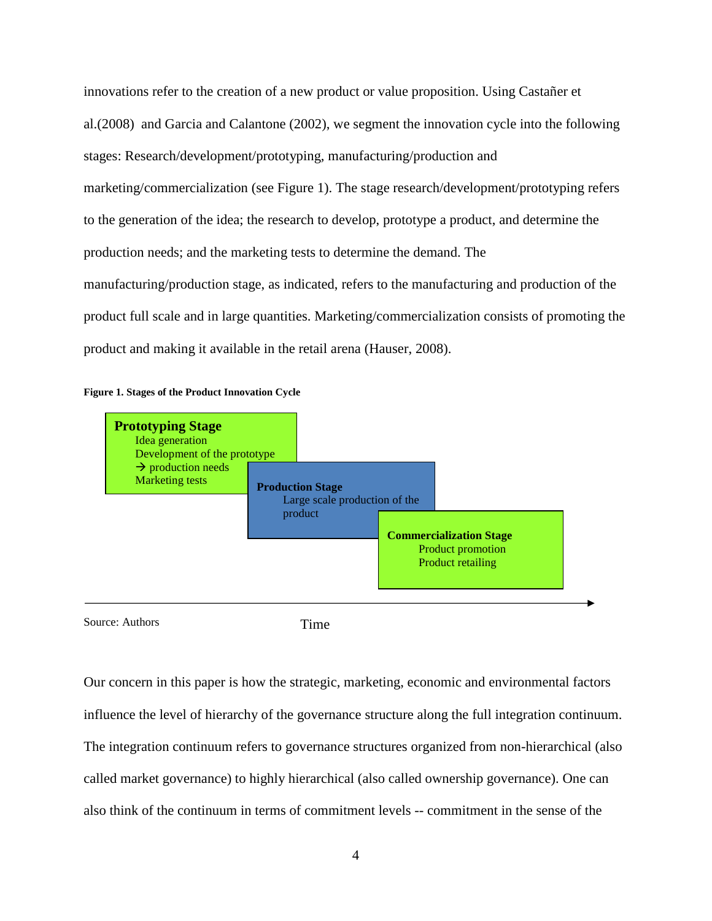innovations refer to the creation of a new product or value proposition. Using Castañer et al.(2008) and Garcia and Calantone (2002), we segment the innovation cycle into the following stages: Research/development/prototyping, manufacturing/production and marketing/commercialization (see Figure 1). The stage research/development/prototyping refers to the generation of the idea; the research to develop, prototype a product, and determine the production needs; and the marketing tests to determine the demand. The manufacturing/production stage, as indicated, refers to the manufacturing and production of the product full scale and in large quantities. Marketing/commercialization consists of promoting the product and making it available in the retail arena (Hauser, 2008).

**Figure 1. Stages of the Product Innovation Cycle**

**Prototyping Stage**
Idea generation
Development of the prototype
→ production needs
Marketing tests

**Production Stage**
Large scale production of the product

**Commercialization Stage**
Product promotion
Product retailing

Time

Source: Authors

Our concern in this paper is how the strategic, marketing, economic and environmental factors influence the level of hierarchy of the governance structure along the full integration continuum. The integration continuum refers to governance structures organized from non-hierarchical (also called market governance) to highly hierarchical (also called ownership governance). One can also think of the continuum in terms of commitment levels -- commitment in the sense of the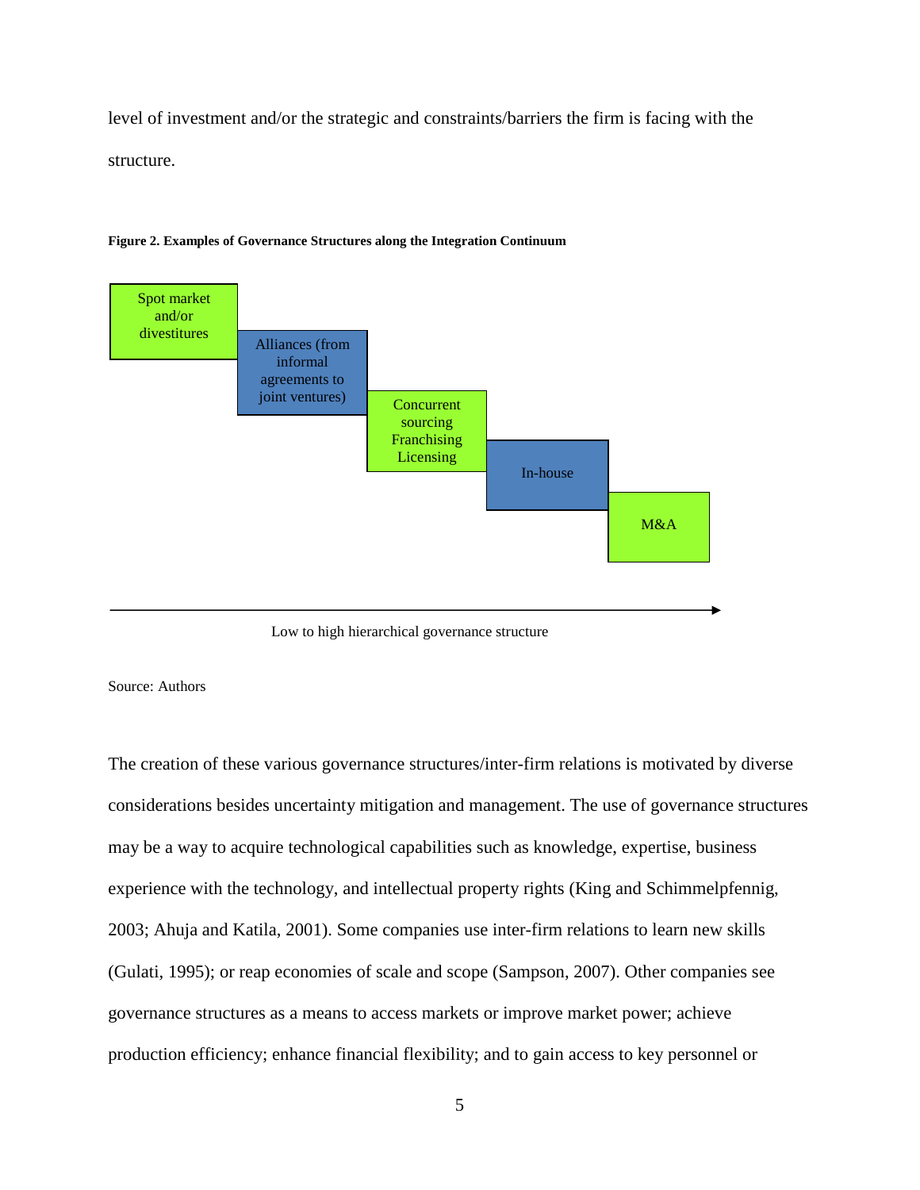level of investment and/or the strategic and constraints/barriers the firm is facing with the structure.

**Figure 2. Examples of Governance Structures along the Integration Continuum**

Spot market and/or divestitures

Alliances (from informal agreements to joint ventures)

Concurrent sourcing Franchising Licensing

In-house

M&A

Low to high hierarchical governance structure

Source: Authors

The creation of these various governance structures/inter-firm relations is motivated by diverse considerations besides uncertainty mitigation and management. The use of governance structures may be a way to acquire technological capabilities such as knowledge, expertise, business experience with the technology, and intellectual property rights (King and Schimmelpfennig, 2003; Ahuja and Katila, 2001). Some companies use inter-firm relations to learn new skills (Gulati, 1995); or reap economies of scale and scope (Sampson, 2007). Other companies see governance structures as a means to access markets or improve market power; achieve production efficiency; enhance financial flexibility; and to gain access to key personnel or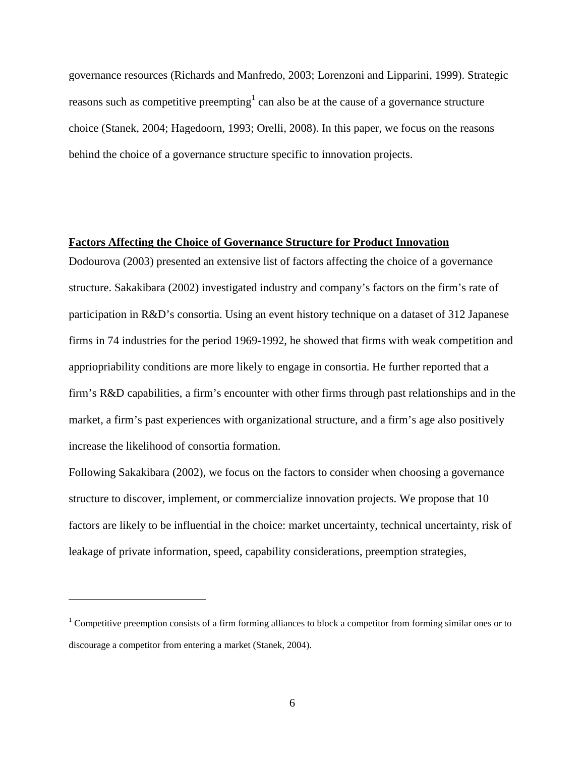governance resources (Richards and Manfredo, 2003; Lorenzoni and Lipparini, 1999). Strategic reasons such as competitive preempting[1] can also be at the cause of a governance structure choice (Stanek, 2004; Hagedoorn, 1993; Orelli, 2008). In this paper, we focus on the reasons behind the choice of a governance structure specific to innovation projects.

## Factors Affecting the Choice of Governance Structure for Product Innovation

Dodourova (2003) presented an extensive list of factors affecting the choice of a governance structure. Sakakibara (2002) investigated industry and company's factors on the firm's rate of participation in R&D's consortia. Using an event history technique on a dataset of 312 Japanese firms in 74 industries for the period 1969-1992, he showed that firms with weak competition and appriopriability conditions are more likely to engage in consortia. He further reported that a firm's R&D capabilities, a firm's encounter with other firms through past relationships and in the market, a firm's past experiences with organizational structure, and a firm's age also positively increase the likelihood of consortia formation.

Following Sakakibara (2002), we focus on the factors to consider when choosing a governance structure to discover, implement, or commercialize innovation projects. We propose that 10 factors are likely to be influential in the choice: market uncertainty, technical uncertainty, risk of leakage of private information, speed, capability considerations, preemption strategies,

[1] Competitive preemption consists of a firm forming alliances to block a competitor from forming similar ones or to discourage a competitor from entering a market (Stanek, 2004).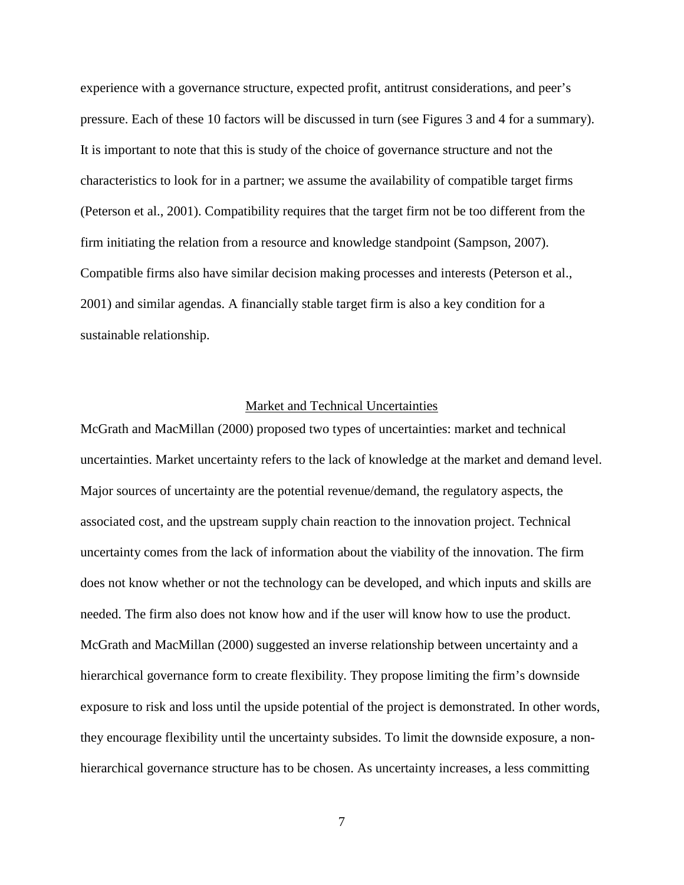experience with a governance structure, expected profit, antitrust considerations, and peer's pressure. Each of these 10 factors will be discussed in turn (see Figures 3 and 4 for a summary). It is important to note that this is study of the choice of governance structure and not the characteristics to look for in a partner; we assume the availability of compatible target firms (Peterson et al., 2001). Compatibility requires that the target firm not be too different from the firm initiating the relation from a resource and knowledge standpoint (Sampson, 2007). Compatible firms also have similar decision making processes and interests (Peterson et al., 2001) and similar agendas. A financially stable target firm is also a key condition for a sustainable relationship.

## Market and Technical Uncertainties

McGrath and MacMillan (2000) proposed two types of uncertainties: market and technical uncertainties. Market uncertainty refers to the lack of knowledge at the market and demand level. Major sources of uncertainty are the potential revenue/demand, the regulatory aspects, the associated cost, and the upstream supply chain reaction to the innovation project. Technical uncertainty comes from the lack of information about the viability of the innovation. The firm does not know whether or not the technology can be developed, and which inputs and skills are needed. The firm also does not know how and if the user will know how to use the product. McGrath and MacMillan (2000) suggested an inverse relationship between uncertainty and a hierarchical governance form to create flexibility. They propose limiting the firm's downside exposure to risk and loss until the upside potential of the project is demonstrated. In other words, they encourage flexibility until the uncertainty subsides. To limit the downside exposure, a non-hierarchical governance structure has to be chosen. As uncertainty increases, a less committing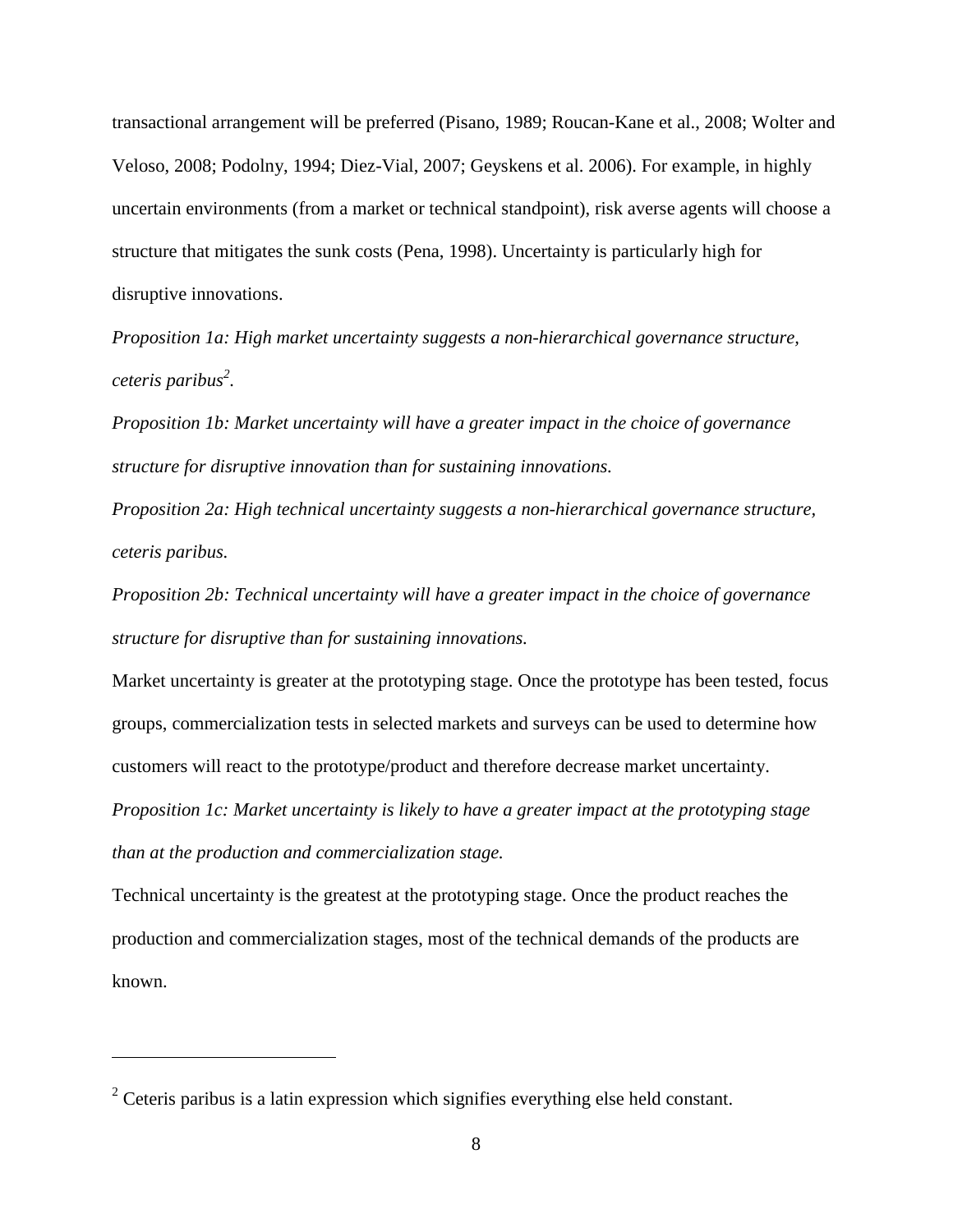transactional arrangement will be preferred (Pisano, 1989; Roucan-Kane et al., 2008; Wolter and Veloso, 2008; Podolny, 1994; Diez-Vial, 2007; Geyskens et al. 2006). For example, in highly uncertain environments (from a market or technical standpoint), risk averse agents will choose a structure that mitigates the sunk costs (Pena, 1998). Uncertainty is particularly high for disruptive innovations.

*Proposition 1a: High market uncertainty suggests a non-hierarchical governance structure, ceteris paribus*[2]*.*

*Proposition 1b: Market uncertainty will have a greater impact in the choice of governance structure for disruptive innovation than for sustaining innovations.*

*Proposition 2a: High technical uncertainty suggests a non-hierarchical governance structure, ceteris paribus.*

*Proposition 2b: Technical uncertainty will have a greater impact in the choice of governance structure for disruptive than for sustaining innovations.*

Market uncertainty is greater at the prototyping stage. Once the prototype has been tested, focus groups, commercialization tests in selected markets and surveys can be used to determine how customers will react to the prototype/product and therefore decrease market uncertainty.

*Proposition 1c: Market uncertainty is likely to have a greater impact at the prototyping stage than at the production and commercialization stage.*

Technical uncertainty is the greatest at the prototyping stage. Once the product reaches the production and commercialization stages, most of the technical demands of the products are known.

---

[2] Ceteris paribus is a latin expression which signifies everything else held constant.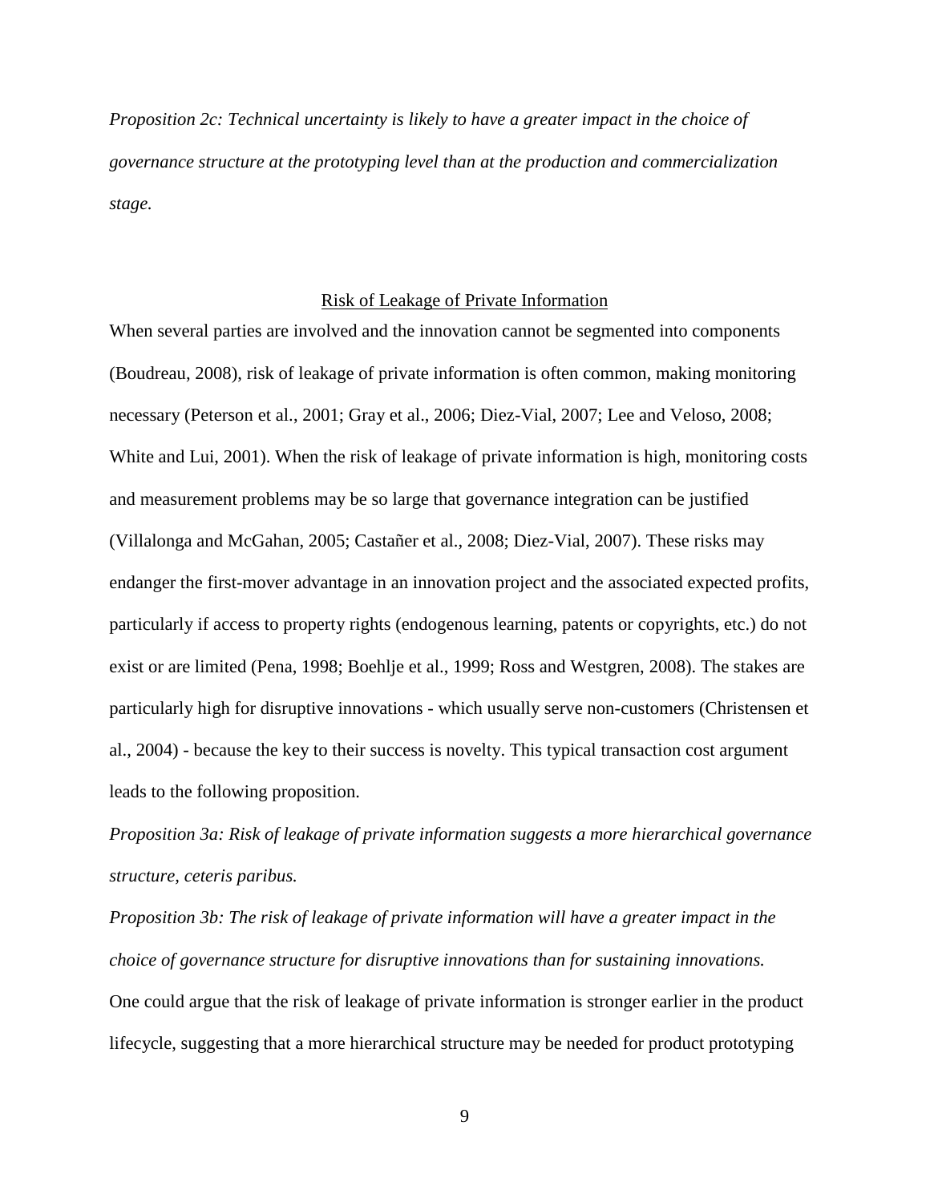*Proposition 2c: Technical uncertainty is likely to have a greater impact in the choice of governance structure at the prototyping level than at the production and commercialization stage.*

## Risk of Leakage of Private Information

When several parties are involved and the innovation cannot be segmented into components (Boudreau, 2008), risk of leakage of private information is often common, making monitoring necessary (Peterson et al., 2001; Gray et al., 2006; Diez-Vial, 2007; Lee and Veloso, 2008; White and Lui, 2001). When the risk of leakage of private information is high, monitoring costs and measurement problems may be so large that governance integration can be justified (Villalonga and McGahan, 2005; Castañer et al., 2008; Diez-Vial, 2007). These risks may endanger the first-mover advantage in an innovation project and the associated expected profits, particularly if access to property rights (endogenous learning, patents or copyrights, etc.) do not exist or are limited (Pena, 1998; Boehlje et al., 1999; Ross and Westgren, 2008). The stakes are particularly high for disruptive innovations - which usually serve non-customers (Christensen et al., 2004) - because the key to their success is novelty. This typical transaction cost argument leads to the following proposition.

*Proposition 3a: Risk of leakage of private information suggests a more hierarchical governance structure, ceteris paribus.*

*Proposition 3b: The risk of leakage of private information will have a greater impact in the choice of governance structure for disruptive innovations than for sustaining innovations.*

One could argue that the risk of leakage of private information is stronger earlier in the product lifecycle, suggesting that a more hierarchical structure may be needed for product prototyping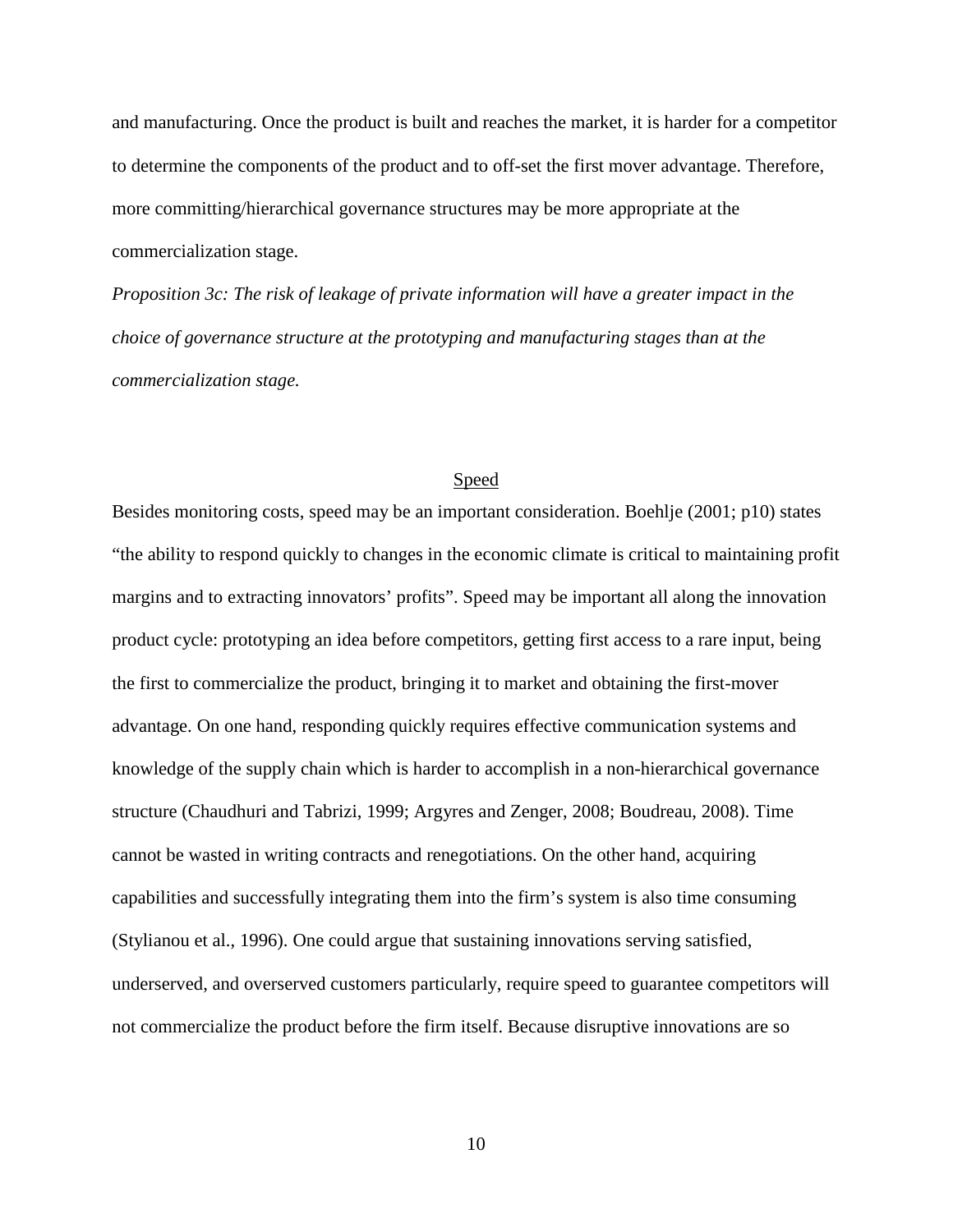and manufacturing. Once the product is built and reaches the market, it is harder for a competitor to determine the components of the product and to off-set the first mover advantage. Therefore, more committing/hierarchical governance structures may be more appropriate at the commercialization stage.

*Proposition 3c: The risk of leakage of private information will have a greater impact in the choice of governance structure at the prototyping and manufacturing stages than at the commercialization stage.*

## Speed

Besides monitoring costs, speed may be an important consideration. Boehlje (2001; p10) states "the ability to respond quickly to changes in the economic climate is critical to maintaining profit margins and to extracting innovators' profits". Speed may be important all along the innovation product cycle: prototyping an idea before competitors, getting first access to a rare input, being the first to commercialize the product, bringing it to market and obtaining the first-mover advantage. On one hand, responding quickly requires effective communication systems and knowledge of the supply chain which is harder to accomplish in a non-hierarchical governance structure (Chaudhuri and Tabrizi, 1999; Argyres and Zenger, 2008; Boudreau, 2008). Time cannot be wasted in writing contracts and renegotiations. On the other hand, acquiring capabilities and successfully integrating them into the firm's system is also time consuming (Stylianou et al., 1996). One could argue that sustaining innovations serving satisfied, underserved, and overserved customers particularly, require speed to guarantee competitors will not commercialize the product before the firm itself. Because disruptive innovations are so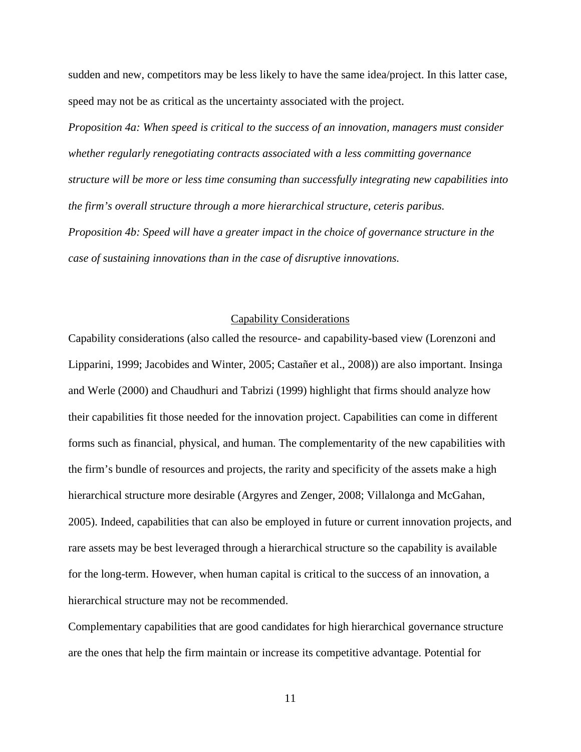sudden and new, competitors may be less likely to have the same idea/project. In this latter case, speed may not be as critical as the uncertainty associated with the project.

*Proposition 4a: When speed is critical to the success of an innovation, managers must consider whether regularly renegotiating contracts associated with a less committing governance structure will be more or less time consuming than successfully integrating new capabilities into the firm's overall structure through a more hierarchical structure, ceteris paribus.*

*Proposition 4b: Speed will have a greater impact in the choice of governance structure in the case of sustaining innovations than in the case of disruptive innovations.*

## Capability Considerations

Capability considerations (also called the resource- and capability-based view (Lorenzoni and Lipparini, 1999; Jacobides and Winter, 2005; Castañer et al., 2008)) are also important. Insinga and Werle (2000) and Chaudhuri and Tabrizi (1999) highlight that firms should analyze how their capabilities fit those needed for the innovation project. Capabilities can come in different forms such as financial, physical, and human. The complementarity of the new capabilities with the firm's bundle of resources and projects, the rarity and specificity of the assets make a high hierarchical structure more desirable (Argyres and Zenger, 2008; Villalonga and McGahan, 2005). Indeed, capabilities that can also be employed in future or current innovation projects, and rare assets may be best leveraged through a hierarchical structure so the capability is available for the long-term. However, when human capital is critical to the success of an innovation, a hierarchical structure may not be recommended.

Complementary capabilities that are good candidates for high hierarchical governance structure are the ones that help the firm maintain or increase its competitive advantage. Potential for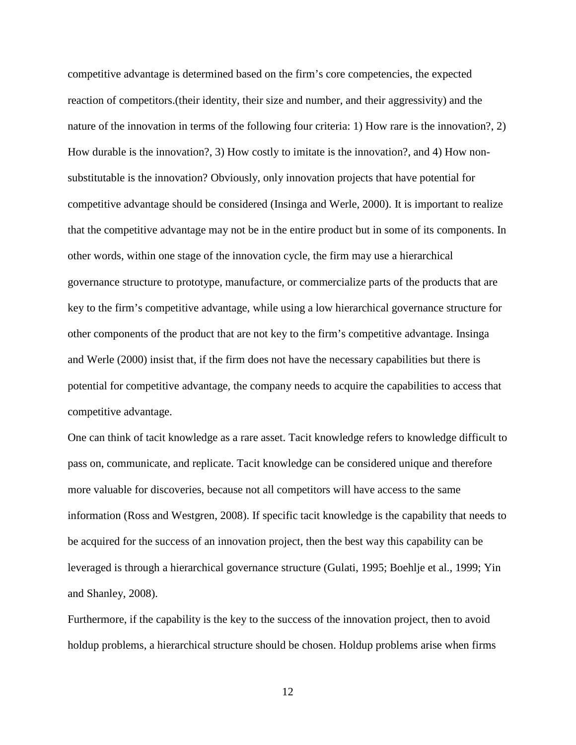competitive advantage is determined based on the firm's core competencies, the expected reaction of competitors.(their identity, their size and number, and their aggressivity) and the nature of the innovation in terms of the following four criteria: 1) How rare is the innovation?, 2) How durable is the innovation?, 3) How costly to imitate is the innovation?, and 4) How non-substitutable is the innovation? Obviously, only innovation projects that have potential for competitive advantage should be considered (Insinga and Werle, 2000). It is important to realize that the competitive advantage may not be in the entire product but in some of its components. In other words, within one stage of the innovation cycle, the firm may use a hierarchical governance structure to prototype, manufacture, or commercialize parts of the products that are key to the firm's competitive advantage, while using a low hierarchical governance structure for other components of the product that are not key to the firm's competitive advantage. Insinga and Werle (2000) insist that, if the firm does not have the necessary capabilities but there is potential for competitive advantage, the company needs to acquire the capabilities to access that competitive advantage.

One can think of tacit knowledge as a rare asset. Tacit knowledge refers to knowledge difficult to pass on, communicate, and replicate. Tacit knowledge can be considered unique and therefore more valuable for discoveries, because not all competitors will have access to the same information (Ross and Westgren, 2008). If specific tacit knowledge is the capability that needs to be acquired for the success of an innovation project, then the best way this capability can be leveraged is through a hierarchical governance structure (Gulati, 1995; Boehlje et al., 1999; Yin and Shanley, 2008).

Furthermore, if the capability is the key to the success of the innovation project, then to avoid holdup problems, a hierarchical structure should be chosen. Holdup problems arise when firms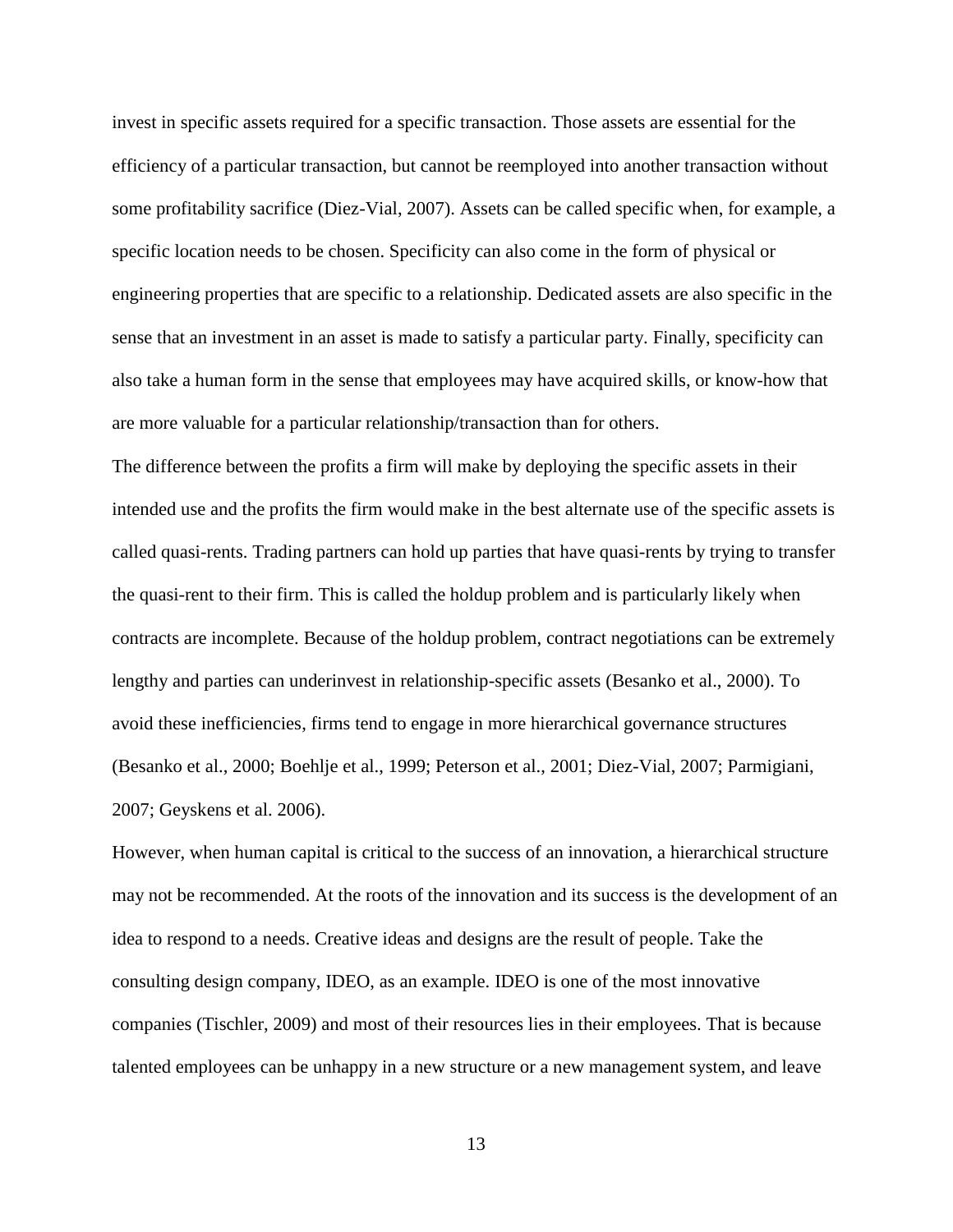invest in specific assets required for a specific transaction. Those assets are essential for the efficiency of a particular transaction, but cannot be reemployed into another transaction without some profitability sacrifice (Diez-Vial, 2007). Assets can be called specific when, for example, a specific location needs to be chosen. Specificity can also come in the form of physical or engineering properties that are specific to a relationship. Dedicated assets are also specific in the sense that an investment in an asset is made to satisfy a particular party. Finally, specificity can also take a human form in the sense that employees may have acquired skills, or know-how that are more valuable for a particular relationship/transaction than for others.

The difference between the profits a firm will make by deploying the specific assets in their intended use and the profits the firm would make in the best alternate use of the specific assets is called quasi-rents. Trading partners can hold up parties that have quasi-rents by trying to transfer the quasi-rent to their firm. This is called the holdup problem and is particularly likely when contracts are incomplete. Because of the holdup problem, contract negotiations can be extremely lengthy and parties can underinvest in relationship-specific assets (Besanko et al., 2000). To avoid these inefficiencies, firms tend to engage in more hierarchical governance structures (Besanko et al., 2000; Boehlje et al., 1999; Peterson et al., 2001; Diez-Vial, 2007; Parmigiani, 2007; Geyskens et al. 2006).

However, when human capital is critical to the success of an innovation, a hierarchical structure may not be recommended. At the roots of the innovation and its success is the development of an idea to respond to a needs. Creative ideas and designs are the result of people. Take the consulting design company, IDEO, as an example. IDEO is one of the most innovative companies (Tischler, 2009) and most of their resources lies in their employees. That is because talented employees can be unhappy in a new structure or a new management system, and leave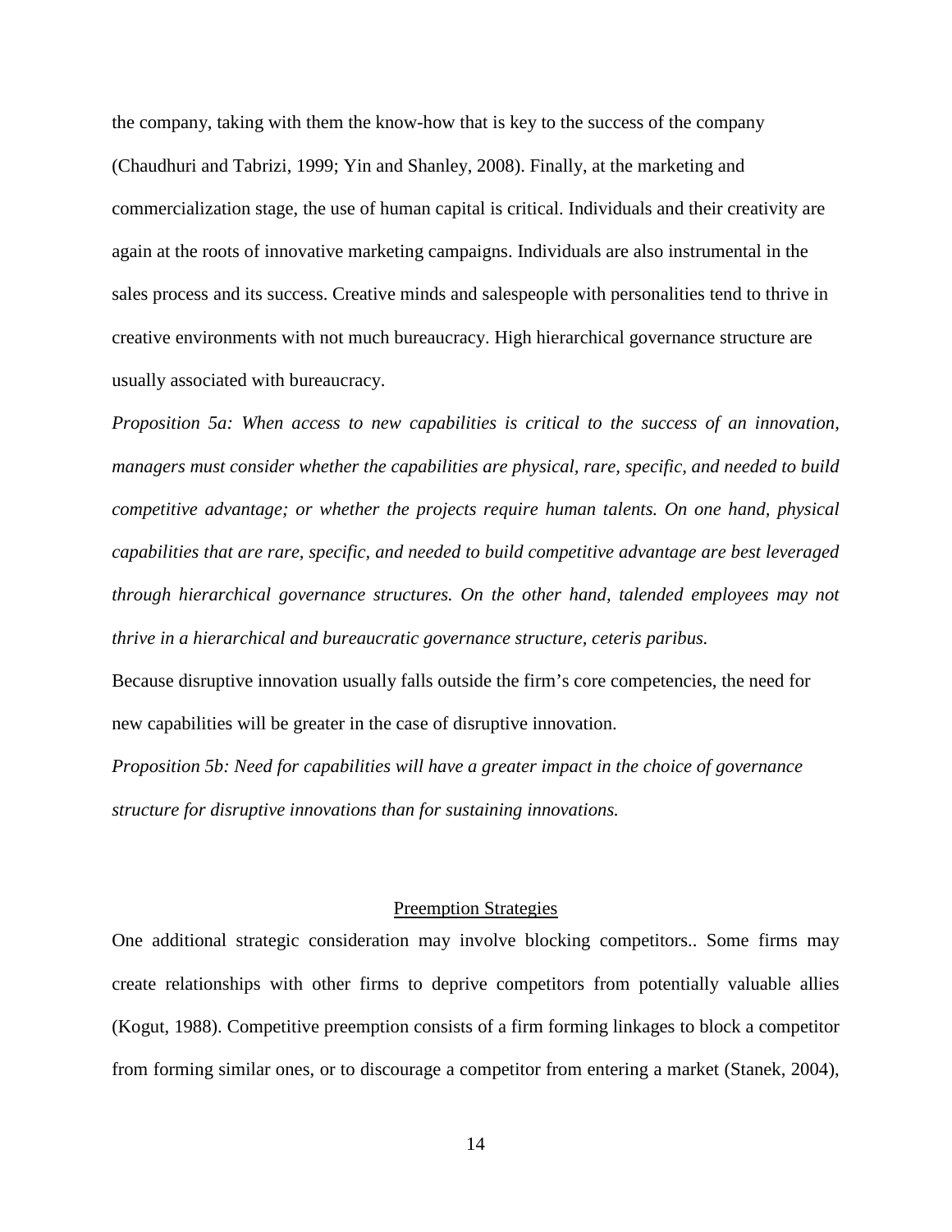the company, taking with them the know-how that is key to the success of the company (Chaudhuri and Tabrizi, 1999; Yin and Shanley, 2008). Finally, at the marketing and commercialization stage, the use of human capital is critical. Individuals and their creativity are again at the roots of innovative marketing campaigns. Individuals are also instrumental in the sales process and its success. Creative minds and salespeople with personalities tend to thrive in creative environments with not much bureaucracy. High hierarchical governance structure are usually associated with bureaucracy.

*Proposition 5a: When access to new capabilities is critical to the success of an innovation, managers must consider whether the capabilities are physical, rare, specific, and needed to build competitive advantage; or whether the projects require human talents. On one hand, physical capabilities that are rare, specific, and needed to build competitive advantage are best leveraged through hierarchical governance structures. On the other hand, talended employees may not thrive in a hierarchical and bureaucratic governance structure, ceteris paribus.*

Because disruptive innovation usually falls outside the firm's core competencies, the need for new capabilities will be greater in the case of disruptive innovation.

*Proposition 5b: Need for capabilities will have a greater impact in the choice of governance structure for disruptive innovations than for sustaining innovations.*

## Preemption Strategies

One additional strategic consideration may involve blocking competitors.. Some firms may create relationships with other firms to deprive competitors from potentially valuable allies (Kogut, 1988). Competitive preemption consists of a firm forming linkages to block a competitor from forming similar ones, or to discourage a competitor from entering a market (Stanek, 2004),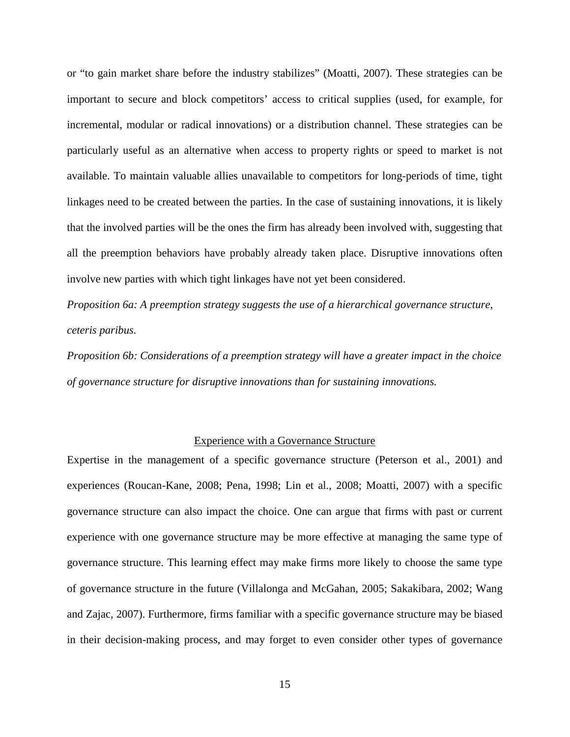or "to gain market share before the industry stabilizes" (Moatti, 2007). These strategies can be important to secure and block competitors' access to critical supplies (used, for example, for incremental, modular or radical innovations) or a distribution channel. These strategies can be particularly useful as an alternative when access to property rights or speed to market is not available. To maintain valuable allies unavailable to competitors for long-periods of time, tight linkages need to be created between the parties. In the case of sustaining innovations, it is likely that the involved parties will be the ones the firm has already been involved with, suggesting that all the preemption behaviors have probably already taken place. Disruptive innovations often involve new parties with which tight linkages have not yet been considered.

*Proposition 6a: A preemption strategy suggests the use of a hierarchical governance structure, ceteris paribus.*

*Proposition 6b: Considerations of a preemption strategy will have a greater impact in the choice of governance structure for disruptive innovations than for sustaining innovations.*

## Experience with a Governance Structure

Expertise in the management of a specific governance structure (Peterson et al., 2001) and experiences (Roucan-Kane, 2008; Pena, 1998; Lin et al., 2008; Moatti, 2007) with a specific governance structure can also impact the choice. One can argue that firms with past or current experience with one governance structure may be more effective at managing the same type of governance structure. This learning effect may make firms more likely to choose the same type of governance structure in the future (Villalonga and McGahan, 2005; Sakakibara, 2002; Wang and Zajac, 2007). Furthermore, firms familiar with a specific governance structure may be biased in their decision-making process, and may forget to even consider other types of governance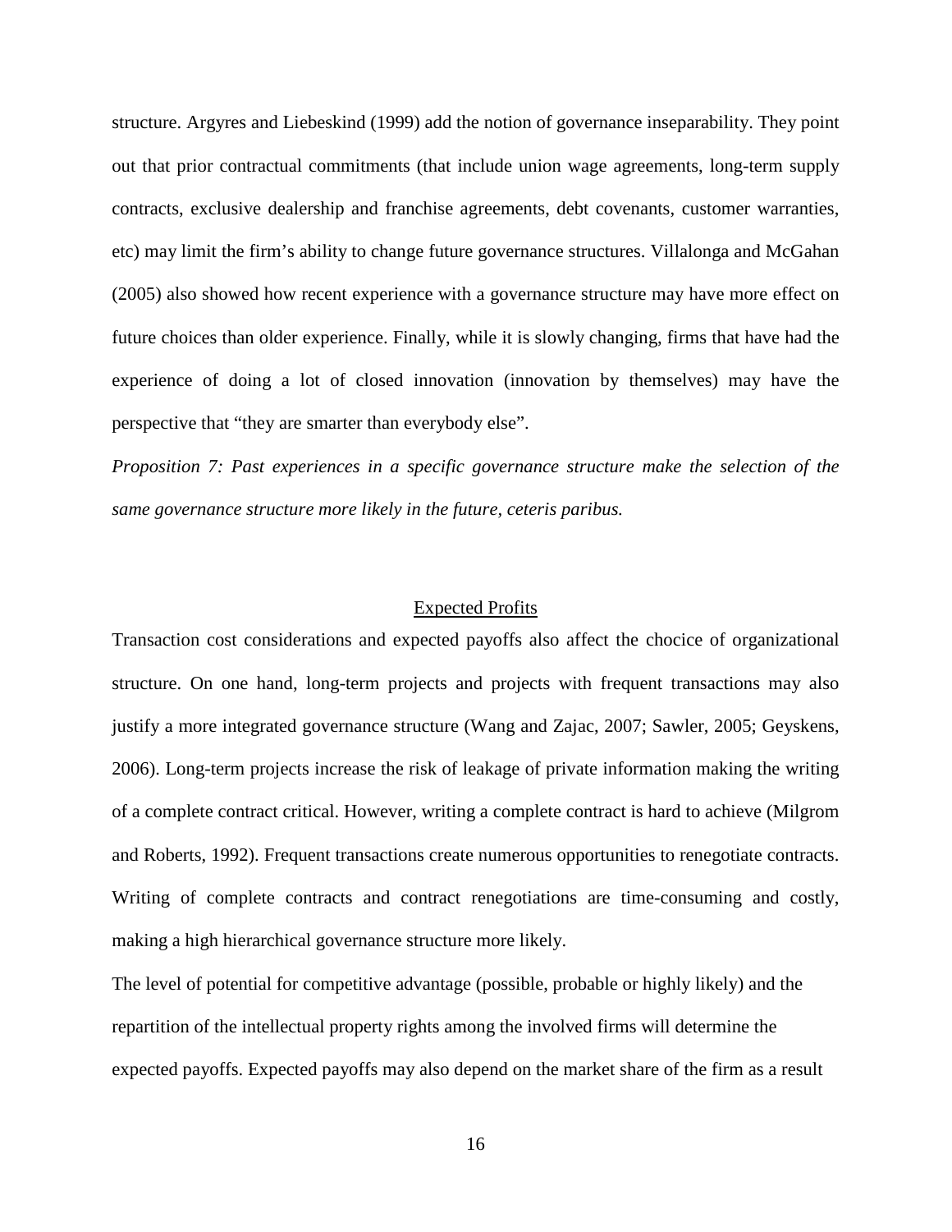structure. Argyres and Liebeskind (1999) add the notion of governance inseparability. They point out that prior contractual commitments (that include union wage agreements, long-term supply contracts, exclusive dealership and franchise agreements, debt covenants, customer warranties, etc) may limit the firm's ability to change future governance structures. Villalonga and McGahan (2005) also showed how recent experience with a governance structure may have more effect on future choices than older experience. Finally, while it is slowly changing, firms that have had the experience of doing a lot of closed innovation (innovation by themselves) may have the perspective that "they are smarter than everybody else".

*Proposition 7: Past experiences in a specific governance structure make the selection of the same governance structure more likely in the future, ceteris paribus.*

## Expected Profits

Transaction cost considerations and expected payoffs also affect the chocice of organizational structure. On one hand, long-term projects and projects with frequent transactions may also justify a more integrated governance structure (Wang and Zajac, 2007; Sawler, 2005; Geyskens, 2006). Long-term projects increase the risk of leakage of private information making the writing of a complete contract critical. However, writing a complete contract is hard to achieve (Milgrom and Roberts, 1992). Frequent transactions create numerous opportunities to renegotiate contracts. Writing of complete contracts and contract renegotiations are time-consuming and costly, making a high hierarchical governance structure more likely.

The level of potential for competitive advantage (possible, probable or highly likely) and the repartition of the intellectual property rights among the involved firms will determine the expected payoffs. Expected payoffs may also depend on the market share of the firm as a result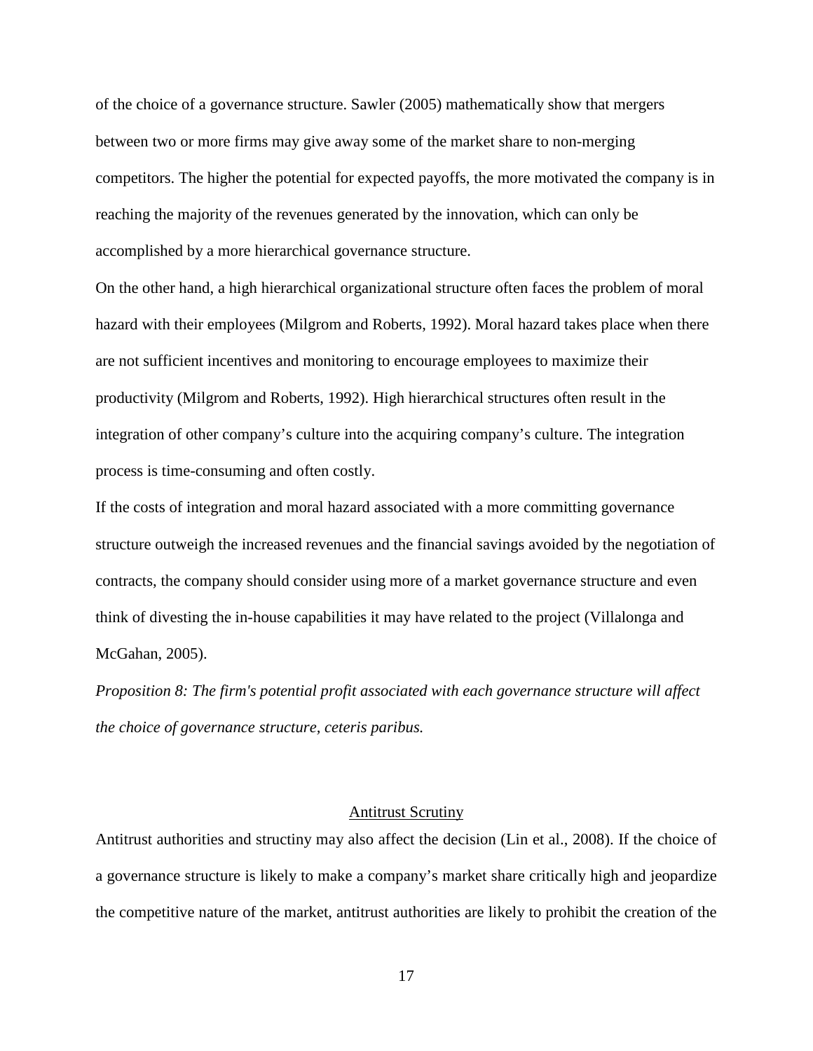of the choice of a governance structure. Sawler (2005) mathematically show that mergers between two or more firms may give away some of the market share to non-merging competitors. The higher the potential for expected payoffs, the more motivated the company is in reaching the majority of the revenues generated by the innovation, which can only be accomplished by a more hierarchical governance structure.

On the other hand, a high hierarchical organizational structure often faces the problem of moral hazard with their employees (Milgrom and Roberts, 1992). Moral hazard takes place when there are not sufficient incentives and monitoring to encourage employees to maximize their productivity (Milgrom and Roberts, 1992). High hierarchical structures often result in the integration of other company's culture into the acquiring company's culture. The integration process is time-consuming and often costly.

If the costs of integration and moral hazard associated with a more committing governance structure outweigh the increased revenues and the financial savings avoided by the negotiation of contracts, the company should consider using more of a market governance structure and even think of divesting the in-house capabilities it may have related to the project (Villalonga and McGahan, 2005).

*Proposition 8: The firm's potential profit associated with each governance structure will affect the choice of governance structure, ceteris paribus.*

## Antitrust Scrutiny

Antitrust authorities and structiny may also affect the decision (Lin et al., 2008). If the choice of a governance structure is likely to make a company's market share critically high and jeopardize the competitive nature of the market, antitrust authorities are likely to prohibit the creation of the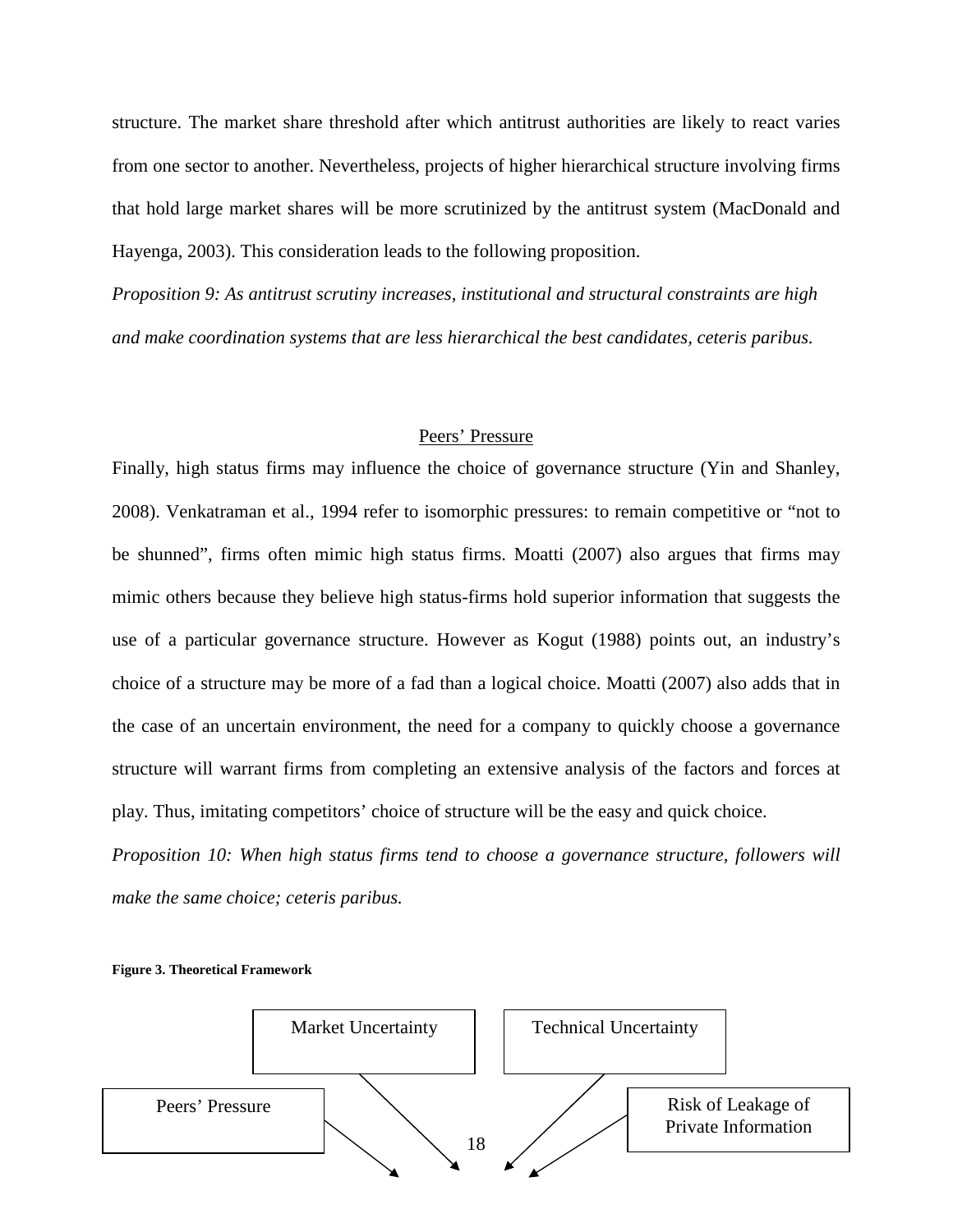structure. The market share threshold after which antitrust authorities are likely to react varies from one sector to another. Nevertheless, projects of higher hierarchical structure involving firms that hold large market shares will be more scrutinized by the antitrust system (MacDonald and Hayenga, 2003). This consideration leads to the following proposition.

*Proposition 9: As antitrust scrutiny increases, institutional and structural constraints are high and make coordination systems that are less hierarchical the best candidates, ceteris paribus.*

## Peers' Pressure

Finally, high status firms may influence the choice of governance structure (Yin and Shanley, 2008). Venkatraman et al., 1994 refer to isomorphic pressures: to remain competitive or "not to be shunned", firms often mimic high status firms. Moatti (2007) also argues that firms may mimic others because they believe high status-firms hold superior information that suggests the use of a particular governance structure. However as Kogut (1988) points out, an industry's choice of a structure may be more of a fad than a logical choice. Moatti (2007) also adds that in the case of an uncertain environment, the need for a company to quickly choose a governance structure will warrant firms from completing an extensive analysis of the factors and forces at play. Thus, imitating competitors' choice of structure will be the easy and quick choice.

*Proposition 10: When high status firms tend to choose a governance structure, followers will make the same choice; ceteris paribus.*

**Figure 3. Theoretical Framework**

Market Uncertainty

Technical Uncertainty

Peers' Pressure

Risk of Leakage of Private Information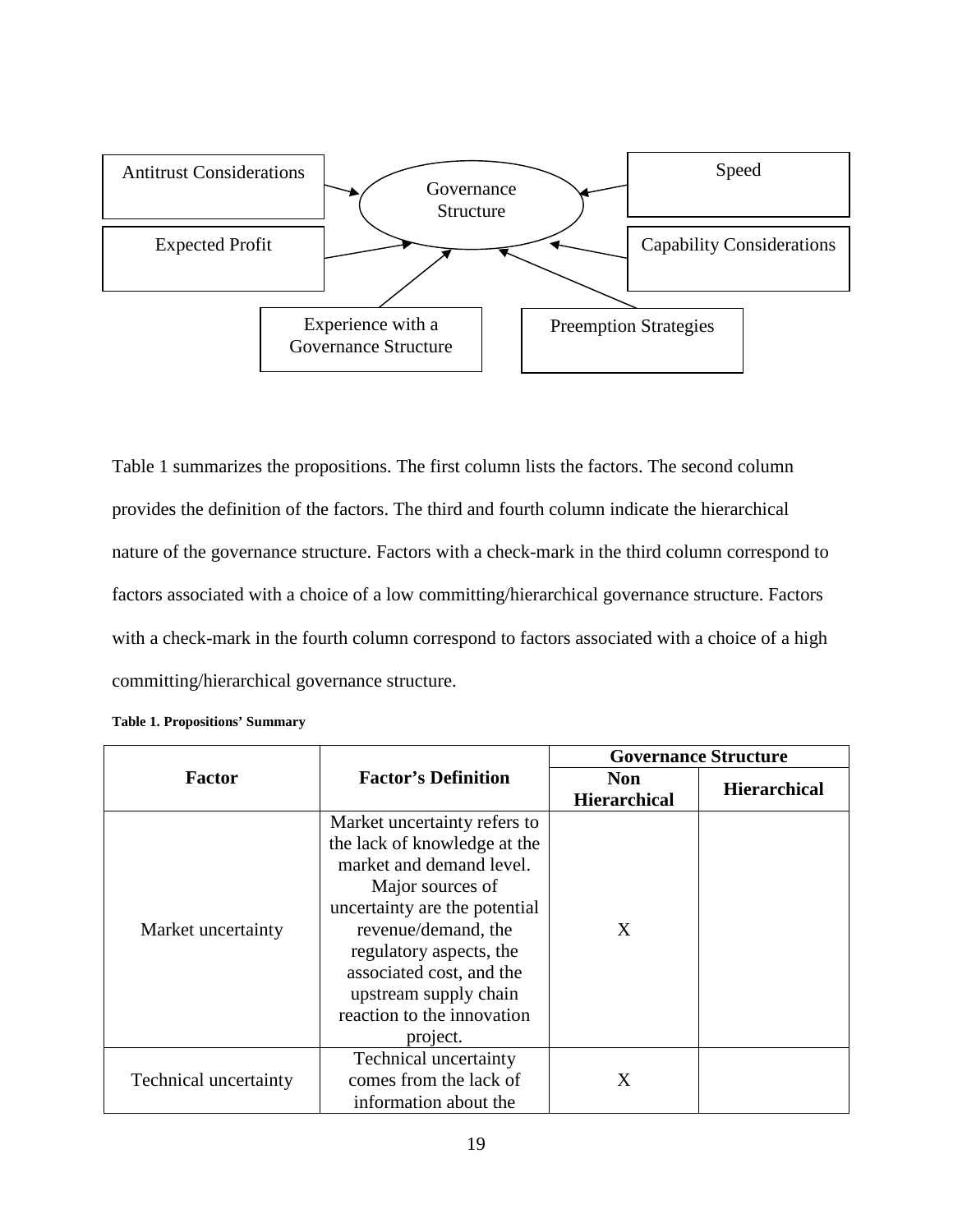Antitrust Considerations

Governance Structure

Speed

Expected Profit

Capability Considerations

Experience with a Governance Structure

Preemption Strategies

Table 1 summarizes the propositions. The first column lists the factors. The second column provides the definition of the factors. The third and fourth column indicate the hierarchical nature of the governance structure. Factors with a check-mark in the third column correspond to factors associated with a choice of a low committing/hierarchical governance structure. Factors with a check-mark in the fourth column correspond to factors associated with a choice of a high committing/hierarchical governance structure.

**Table 1. Propositions' Summary**

| Factor | Factor's Definition | Governance Structure | |
|---|---|---|---|
| | | Non Hierarchical | Hierarchical |
| Market uncertainty | Market uncertainty refers to the lack of knowledge at the market and demand level. Major sources of uncertainty are the potential revenue/demand, the regulatory aspects, the associated cost, and the upstream supply chain reaction to the innovation project. | X | |
| Technical uncertainty | Technical uncertainty comes from the lack of information about the | X | |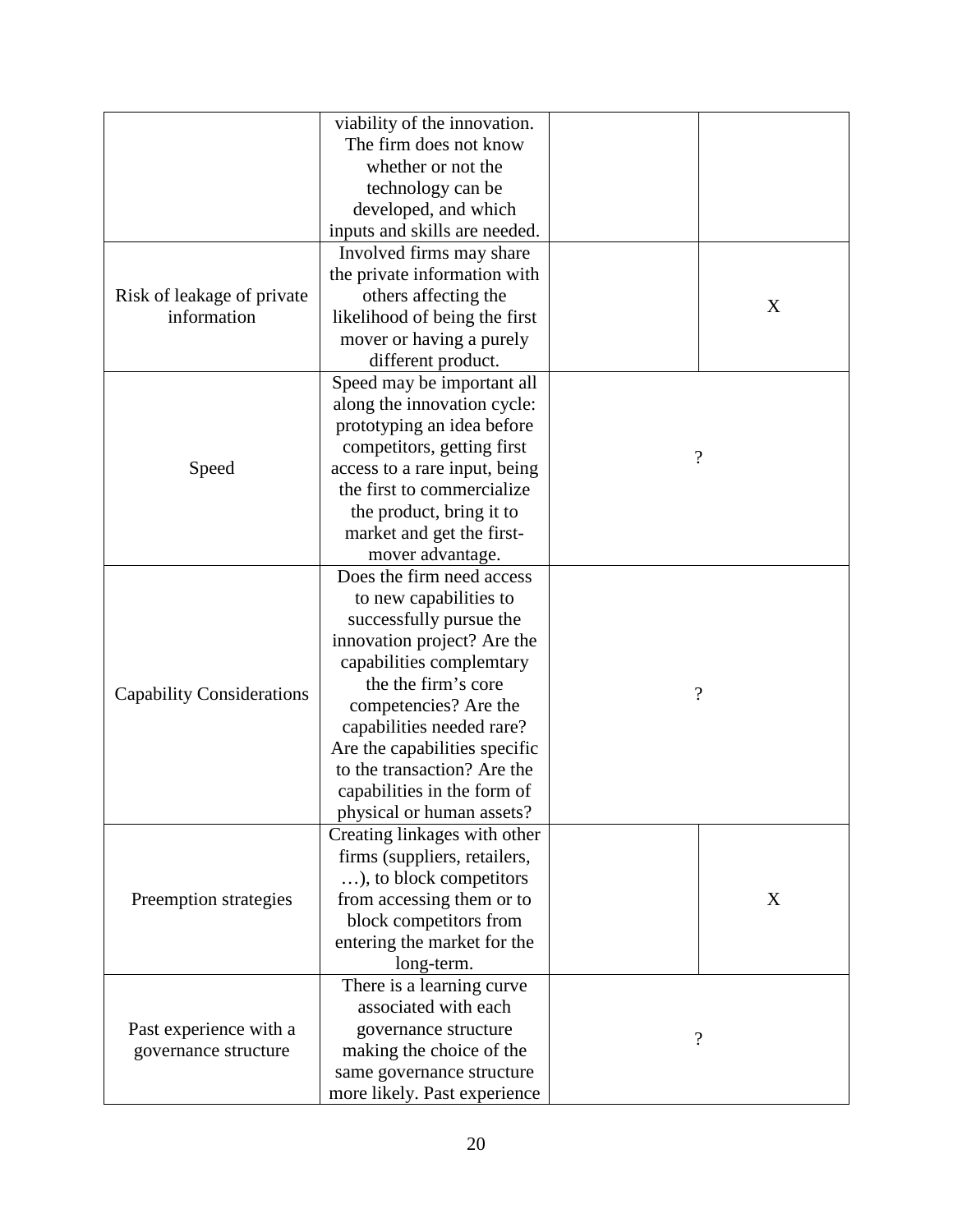| | | | |
|---|---|---|---|
| | viability of the innovation. The firm does not know whether or not the technology can be developed, and which inputs and skills are needed. | | |
| Risk of leakage of private information | Involved firms may share the private information with others affecting the likelihood of being the first mover or having a purely different product. | | X |
| Speed | Speed may be important all along the innovation cycle: prototyping an idea before competitors, getting first access to a rare input, being the first to commercialize the product, bring it to market and get the first-mover advantage. | ? | |
| Capability Considerations | Does the firm need access to new capabilities to successfully pursue the innovation project? Are the capabilities complemtary the the firm's core competencies? Are the capabilities needed rare? Are the capabilities specific to the transaction? Are the capabilities in the form of physical or human assets? | ? | |
| Preemption strategies | Creating linkages with other firms (suppliers, retailers, …), to block competitors from accessing them or to block competitors from entering the market for the long-term. | | X |
| Past experience with a governance structure | There is a learning curve associated with each governance structure making the choice of the same governance structure more likely. Past experience | ? | |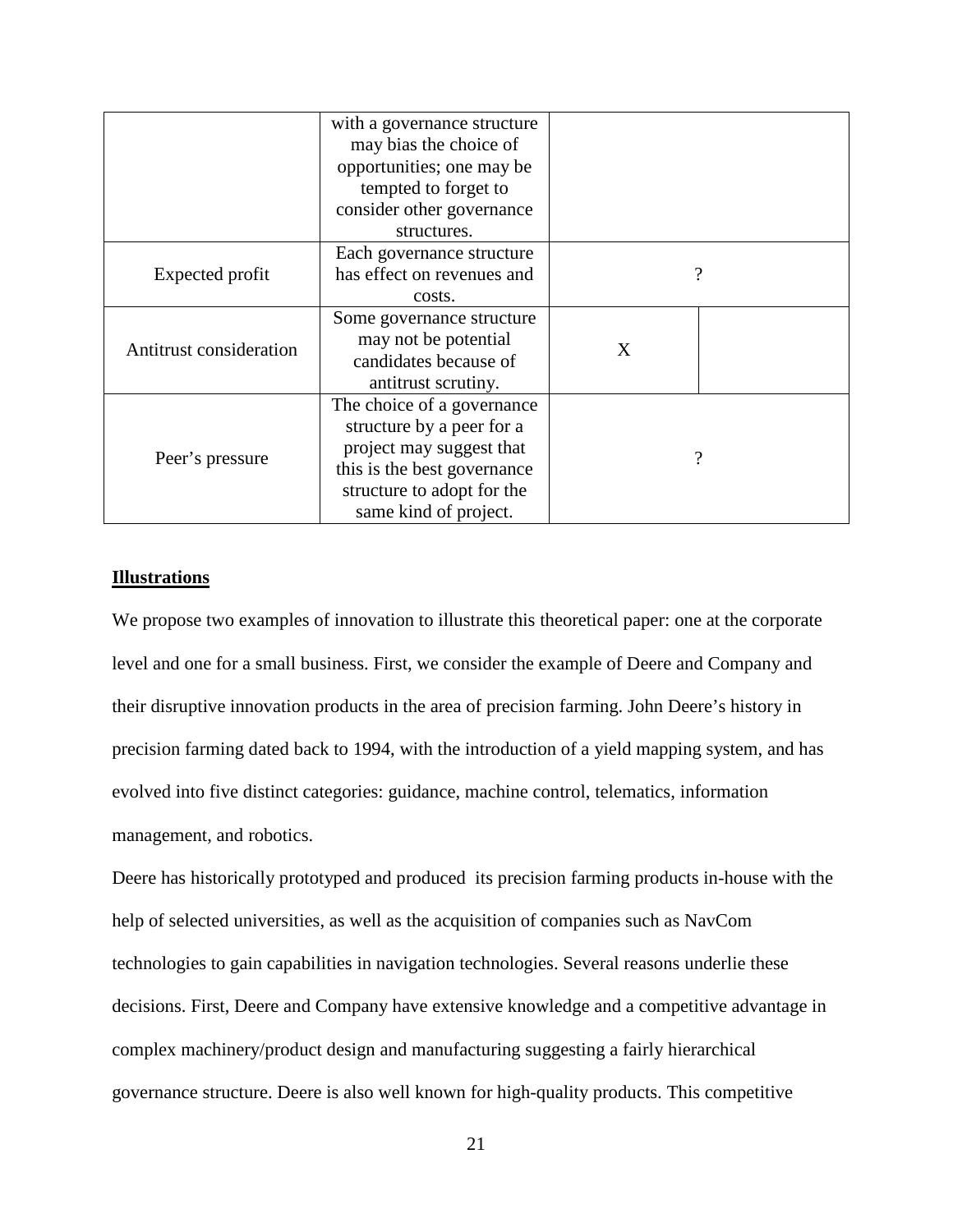| | | | |
|---|---|---|---|
| | with a governance structure may bias the choice of opportunities; one may be tempted to forget to consider other governance structures. | | |
| Expected profit | Each governance structure has effect on revenues and costs. | ? | |
| Antitrust consideration | Some governance structure may not be potential candidates because of antitrust scrutiny. | X | |
| Peer's pressure | The choice of a governance structure by a peer for a project may suggest that this is the best governance structure to adopt for the same kind of project. | ? | |

**Illustrations**

We propose two examples of innovation to illustrate this theoretical paper: one at the corporate level and one for a small business. First, we consider the example of Deere and Company and their disruptive innovation products in the area of precision farming. John Deere's history in precision farming dated back to 1994, with the introduction of a yield mapping system, and has evolved into five distinct categories: guidance, machine control, telematics, information management, and robotics.

Deere has historically prototyped and produced its precision farming products in-house with the help of selected universities, as well as the acquisition of companies such as NavCom technologies to gain capabilities in navigation technologies. Several reasons underlie these decisions. First, Deere and Company have extensive knowledge and a competitive advantage in complex machinery/product design and manufacturing suggesting a fairly hierarchical governance structure. Deere is also well known for high-quality products. This competitive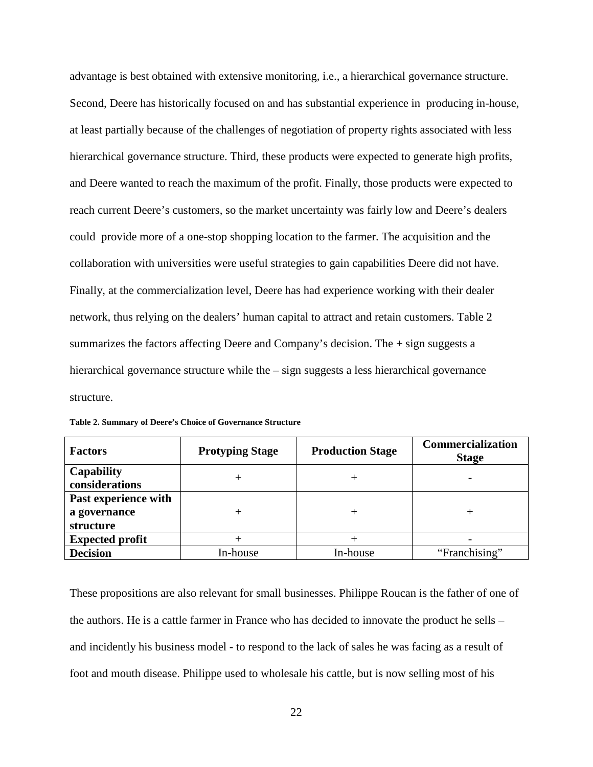advantage is best obtained with extensive monitoring, i.e., a hierarchical governance structure. Second, Deere has historically focused on and has substantial experience in producing in-house, at least partially because of the challenges of negotiation of property rights associated with less hierarchical governance structure. Third, these products were expected to generate high profits, and Deere wanted to reach the maximum of the profit. Finally, those products were expected to reach current Deere's customers, so the market uncertainty was fairly low and Deere's dealers could provide more of a one-stop shopping location to the farmer. The acquisition and the collaboration with universities were useful strategies to gain capabilities Deere did not have. Finally, at the commercialization level, Deere has had experience working with their dealer network, thus relying on the dealers' human capital to attract and retain customers. Table 2 summarizes the factors affecting Deere and Company's decision. The + sign suggests a hierarchical governance structure while the – sign suggests a less hierarchical governance structure.

**Table 2. Summary of Deere's Choice of Governance Structure**

| **Factors** | **Protyping Stage** | **Production Stage** | **Commercialization Stage** |
|---|---|---|---|
| **Capability considerations** | + | + | - |
| **Past experience with a governance structure** | + | + | + |
| **Expected profit** | + | + | - |
| **Decision** | In-house | In-house | "Franchising" |

These propositions are also relevant for small businesses. Philippe Roucan is the father of one of the authors. He is a cattle farmer in France who has decided to innovate the product he sells – and incidently his business model - to respond to the lack of sales he was facing as a result of foot and mouth disease. Philippe used to wholesale his cattle, but is now selling most of his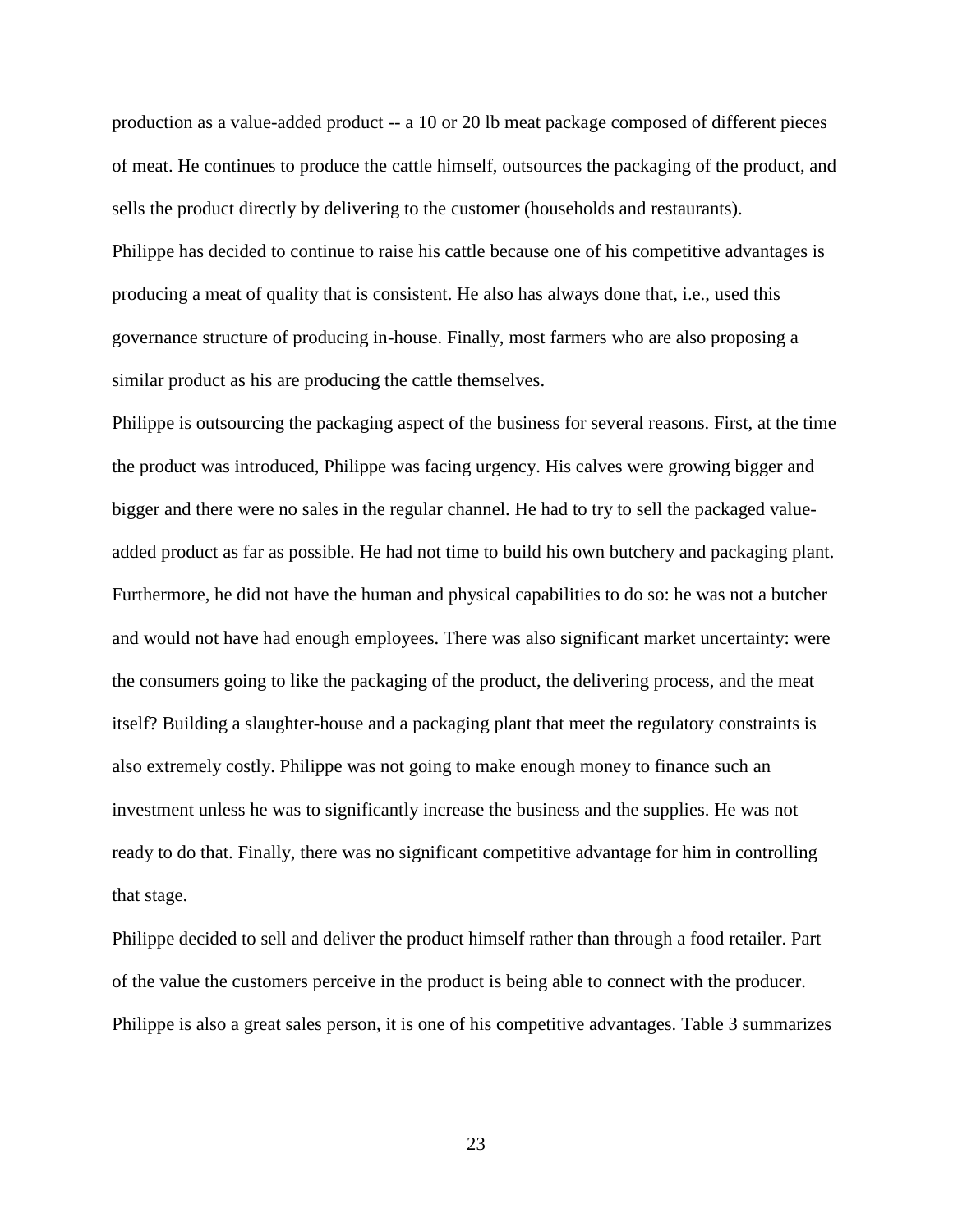production as a value-added product -- a 10 or 20 lb meat package composed of different pieces of meat. He continues to produce the cattle himself, outsources the packaging of the product, and sells the product directly by delivering to the customer (households and restaurants).

Philippe has decided to continue to raise his cattle because one of his competitive advantages is producing a meat of quality that is consistent. He also has always done that, i.e., used this governance structure of producing in-house. Finally, most farmers who are also proposing a similar product as his are producing the cattle themselves.

Philippe is outsourcing the packaging aspect of the business for several reasons. First, at the time the product was introduced, Philippe was facing urgency. His calves were growing bigger and bigger and there were no sales in the regular channel. He had to try to sell the packaged value-added product as far as possible. He had not time to build his own butchery and packaging plant. Furthermore, he did not have the human and physical capabilities to do so: he was not a butcher and would not have had enough employees. There was also significant market uncertainty: were the consumers going to like the packaging of the product, the delivering process, and the meat itself? Building a slaughter-house and a packaging plant that meet the regulatory constraints is also extremely costly. Philippe was not going to make enough money to finance such an investment unless he was to significantly increase the business and the supplies. He was not ready to do that. Finally, there was no significant competitive advantage for him in controlling that stage.

Philippe decided to sell and deliver the product himself rather than through a food retailer. Part of the value the customers perceive in the product is being able to connect with the producer. Philippe is also a great sales person, it is one of his competitive advantages. Table 3 summarizes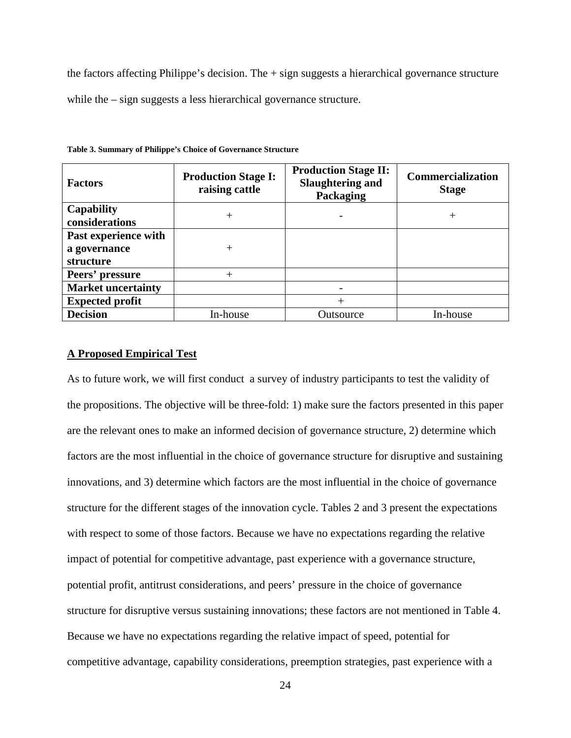the factors affecting Philippe's decision. The + sign suggests a hierarchical governance structure while the – sign suggests a less hierarchical governance structure.

**Table 3. Summary of Philippe's Choice of Governance Structure**

| Factors | Production Stage I: raising cattle | Production Stage II: Slaughtering and Packaging | Commercialization Stage |
|---|---|---|---|
| **Capability considerations** | + | - | + |
| **Past experience with a governance structure** | + | | |
| **Peers' pressure** | + | | |
| **Market uncertainty** | | - | |
| **Expected profit** | | + | |
| **Decision** | In-house | Outsource | In-house |

**A Proposed Empirical Test**

As to future work, we will first conduct a survey of industry participants to test the validity of the propositions. The objective will be three-fold: 1) make sure the factors presented in this paper are the relevant ones to make an informed decision of governance structure, 2) determine which factors are the most influential in the choice of governance structure for disruptive and sustaining innovations, and 3) determine which factors are the most influential in the choice of governance structure for the different stages of the innovation cycle. Tables 2 and 3 present the expectations with respect to some of those factors. Because we have no expectations regarding the relative impact of potential for competitive advantage, past experience with a governance structure, potential profit, antitrust considerations, and peers' pressure in the choice of governance structure for disruptive versus sustaining innovations; these factors are not mentioned in Table 4. Because we have no expectations regarding the relative impact of speed, potential for competitive advantage, capability considerations, preemption strategies, past experience with a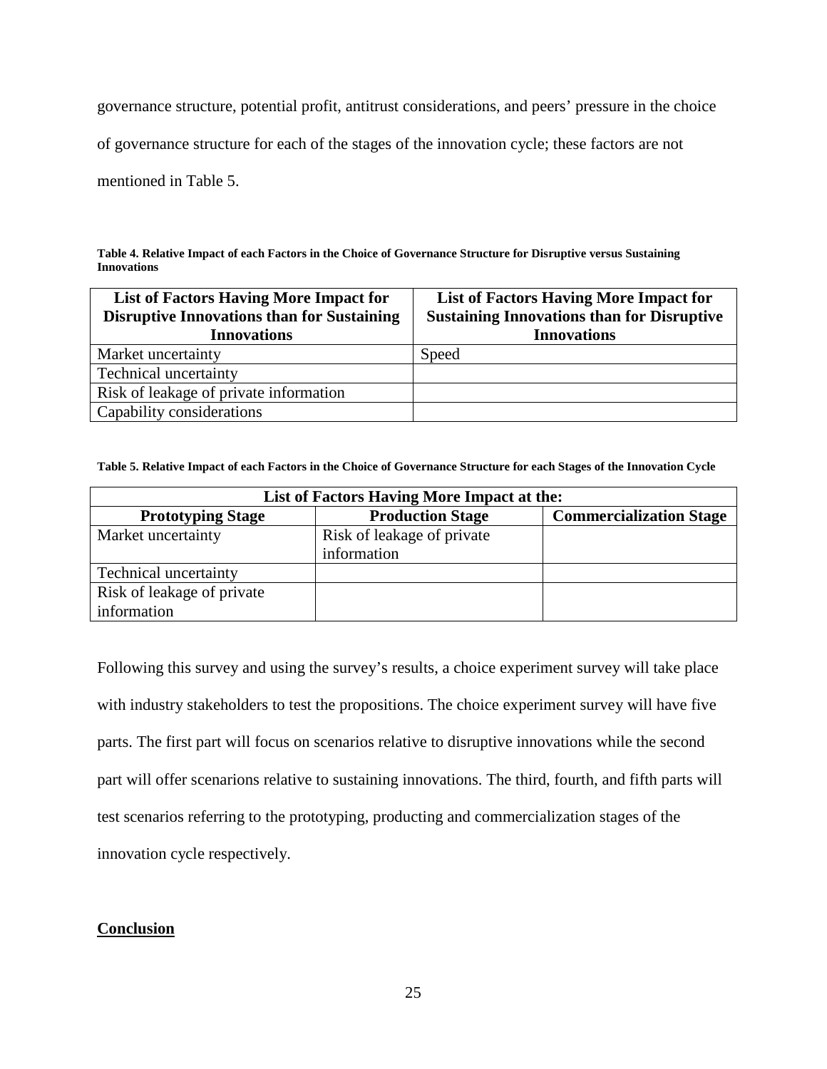governance structure, potential profit, antitrust considerations, and peers' pressure in the choice of governance structure for each of the stages of the innovation cycle; these factors are not mentioned in Table 5.

**Table 4. Relative Impact of each Factors in the Choice of Governance Structure for Disruptive versus Sustaining Innovations**

| List of Factors Having More Impact for Disruptive Innovations than for Sustaining Innovations | List of Factors Having More Impact for Sustaining Innovations than for Disruptive Innovations |
|---|---|
| Market uncertainty | Speed |
| Technical uncertainty | |
| Risk of leakage of private information | |
| Capability considerations | |

**Table 5. Relative Impact of each Factors in the Choice of Governance Structure for each Stages of the Innovation Cycle**

| List of Factors Having More Impact at the: | | |
|---|---|---|
| **Prototyping Stage** | **Production Stage** | **Commercialization Stage** |
| Market uncertainty | Risk of leakage of private information | |
| Technical uncertainty | | |
| Risk of leakage of private information | | |

Following this survey and using the survey's results, a choice experiment survey will take place with industry stakeholders to test the propositions. The choice experiment survey will have five parts. The first part will focus on scenarios relative to disruptive innovations while the second part will offer scenarions relative to sustaining innovations. The third, fourth, and fifth parts will test scenarios referring to the prototyping, producting and commercialization stages of the innovation cycle respectively.

## Conclusion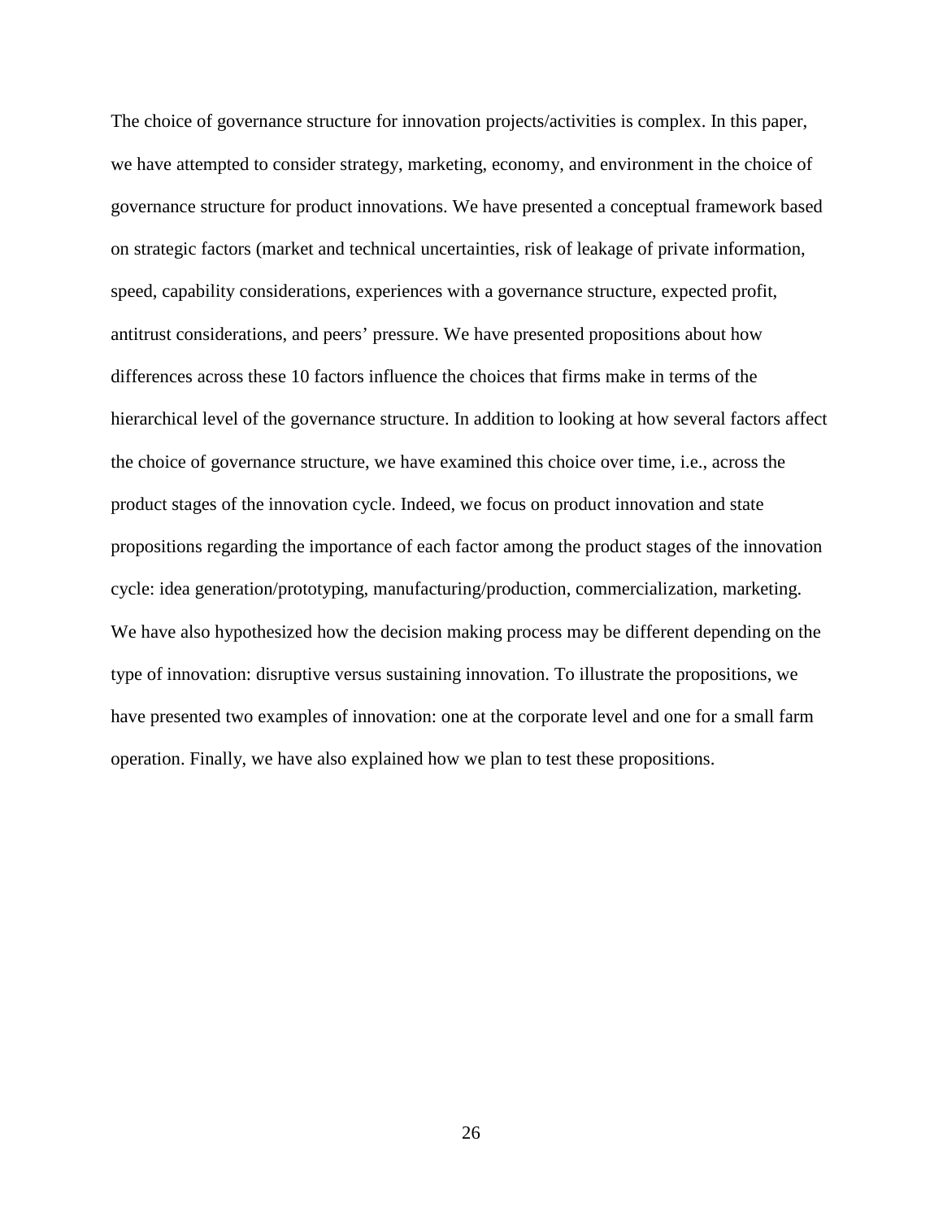The choice of governance structure for innovation projects/activities is complex. In this paper, we have attempted to consider strategy, marketing, economy, and environment in the choice of governance structure for product innovations. We have presented a conceptual framework based on strategic factors (market and technical uncertainties, risk of leakage of private information, speed, capability considerations, experiences with a governance structure, expected profit, antitrust considerations, and peers' pressure. We have presented propositions about how differences across these 10 factors influence the choices that firms make in terms of the hierarchical level of the governance structure. In addition to looking at how several factors affect the choice of governance structure, we have examined this choice over time, i.e., across the product stages of the innovation cycle. Indeed, we focus on product innovation and state propositions regarding the importance of each factor among the product stages of the innovation cycle: idea generation/prototyping, manufacturing/production, commercialization, marketing. We have also hypothesized how the decision making process may be different depending on the type of innovation: disruptive versus sustaining innovation. To illustrate the propositions, we have presented two examples of innovation: one at the corporate level and one for a small farm operation. Finally, we have also explained how we plan to test these propositions.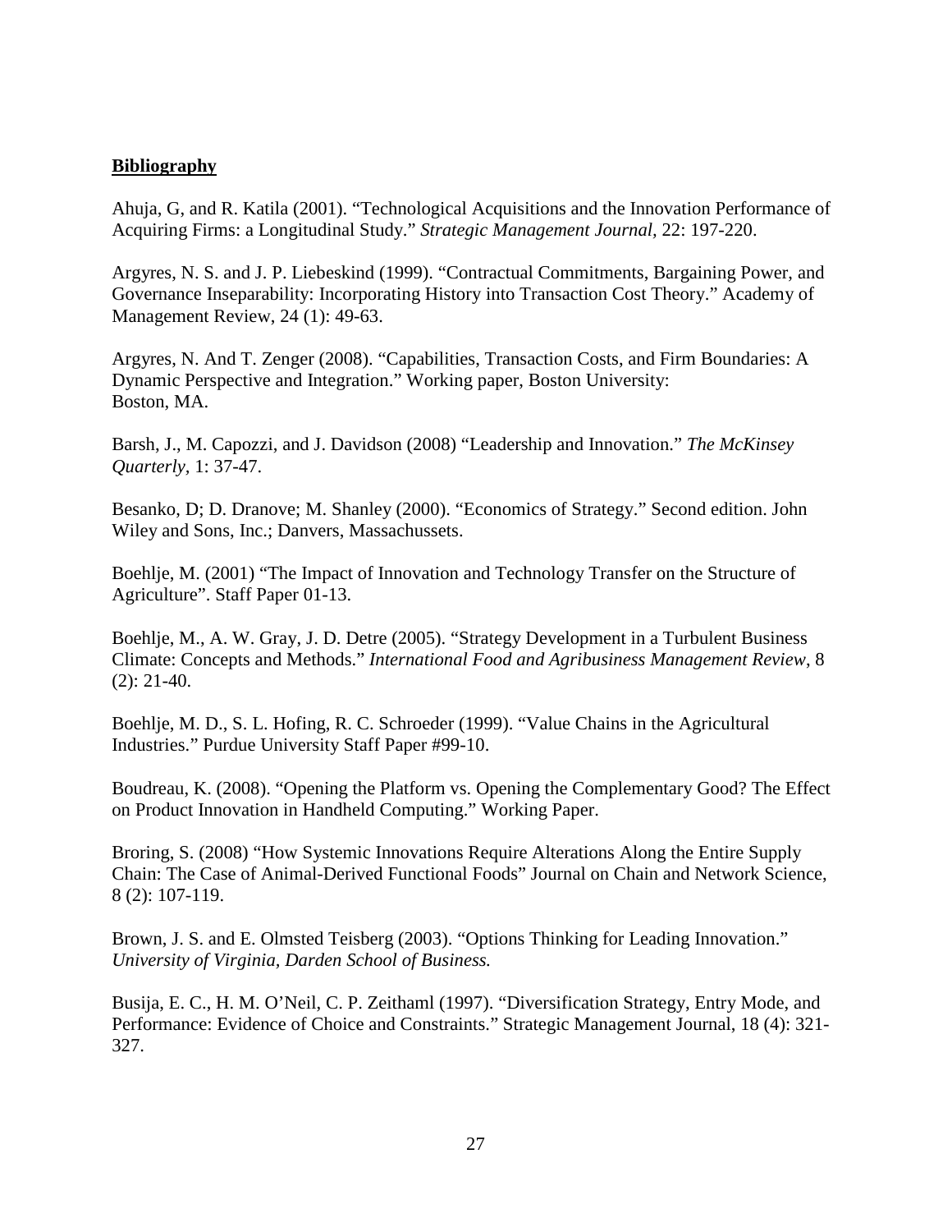**Bibliography**

Ahuja, G, and R. Katila (2001). "Technological Acquisitions and the Innovation Performance of Acquiring Firms: a Longitudinal Study." *Strategic Management Journal*, 22: 197-220.

Argyres, N. S. and J. P. Liebeskind (1999). "Contractual Commitments, Bargaining Power, and Governance Inseparability: Incorporating History into Transaction Cost Theory." Academy of Management Review, 24 (1): 49-63.

Argyres, N. And T. Zenger (2008). "Capabilities, Transaction Costs, and Firm Boundaries: A Dynamic Perspective and Integration." Working paper, Boston University: Boston, MA.

Barsh, J., M. Capozzi, and J. Davidson (2008) "Leadership and Innovation." *The McKinsey Quarterly*, 1: 37-47.

Besanko, D; D. Dranove; M. Shanley (2000). "Economics of Strategy." Second edition. John Wiley and Sons, Inc.; Danvers, Massachussets.

Boehlje, M. (2001) "The Impact of Innovation and Technology Transfer on the Structure of Agriculture". Staff Paper 01-13.

Boehlje, M., A. W. Gray, J. D. Detre (2005). "Strategy Development in a Turbulent Business Climate: Concepts and Methods." *International Food and Agribusiness Management Review*, 8 (2): 21-40.

Boehlje, M. D., S. L. Hofing, R. C. Schroeder (1999). "Value Chains in the Agricultural Industries." Purdue University Staff Paper #99-10.

Boudreau, K. (2008). "Opening the Platform vs. Opening the Complementary Good? The Effect on Product Innovation in Handheld Computing." Working Paper.

Broring, S. (2008) "How Systemic Innovations Require Alterations Along the Entire Supply Chain: The Case of Animal-Derived Functional Foods" Journal on Chain and Network Science, 8 (2): 107-119.

Brown, J. S. and E. Olmsted Teisberg (2003). "Options Thinking for Leading Innovation." *University of Virginia, Darden School of Business.*

Busija, E. C., H. M. O'Neil, C. P. Zeithaml (1997). "Diversification Strategy, Entry Mode, and Performance: Evidence of Choice and Constraints." Strategic Management Journal, 18 (4): 321-327.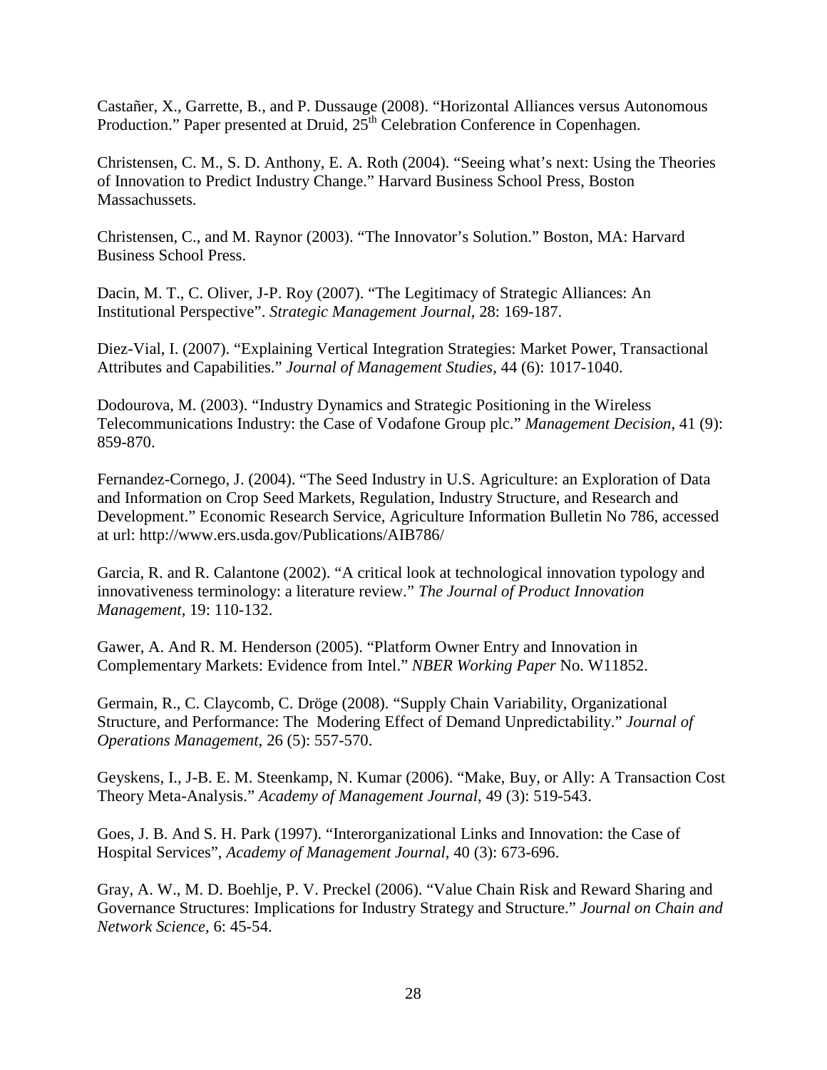Castañer, X., Garrette, B., and P. Dussauge (2008). "Horizontal Alliances versus Autonomous Production." Paper presented at Druid, 25th Celebration Conference in Copenhagen.

Christensen, C. M., S. D. Anthony, E. A. Roth (2004). "Seeing what's next: Using the Theories of Innovation to Predict Industry Change." Harvard Business School Press, Boston Massachussets.

Christensen, C., and M. Raynor (2003). "The Innovator's Solution." Boston, MA: Harvard Business School Press.

Dacin, M. T., C. Oliver, J-P. Roy (2007). "The Legitimacy of Strategic Alliances: An Institutional Perspective". *Strategic Management Journal*, 28: 169-187.

Diez-Vial, I. (2007). "Explaining Vertical Integration Strategies: Market Power, Transactional Attributes and Capabilities." *Journal of Management Studies*, 44 (6): 1017-1040.

Dodourova, M. (2003). "Industry Dynamics and Strategic Positioning in the Wireless Telecommunications Industry: the Case of Vodafone Group plc." *Management Decision*, 41 (9): 859-870.

Fernandez-Cornego, J. (2004). "The Seed Industry in U.S. Agriculture: an Exploration of Data and Information on Crop Seed Markets, Regulation, Industry Structure, and Research and Development." Economic Research Service, Agriculture Information Bulletin No 786, accessed at url: http://www.ers.usda.gov/Publications/AIB786/

Garcia, R. and R. Calantone (2002). "A critical look at technological innovation typology and innovativeness terminology: a literature review." *The Journal of Product Innovation Management*, 19: 110-132.

Gawer, A. And R. M. Henderson (2005). "Platform Owner Entry and Innovation in Complementary Markets: Evidence from Intel." *NBER Working Paper* No. W11852.

Germain, R., C. Claycomb, C. Dröge (2008). "Supply Chain Variability, Organizational Structure, and Performance: The Modering Effect of Demand Unpredictability." *Journal of Operations Management*, 26 (5): 557-570.

Geyskens, I., J-B. E. M. Steenkamp, N. Kumar (2006). "Make, Buy, or Ally: A Transaction Cost Theory Meta-Analysis." *Academy of Management Journal*, 49 (3): 519-543.

Goes, J. B. And S. H. Park (1997). "Interorganizational Links and Innovation: the Case of Hospital Services", *Academy of Management Journal*, 40 (3): 673-696.

Gray, A. W., M. D. Boehlje, P. V. Preckel (2006). "Value Chain Risk and Reward Sharing and Governance Structures: Implications for Industry Strategy and Structure." *Journal on Chain and Network Science*, 6: 45-54.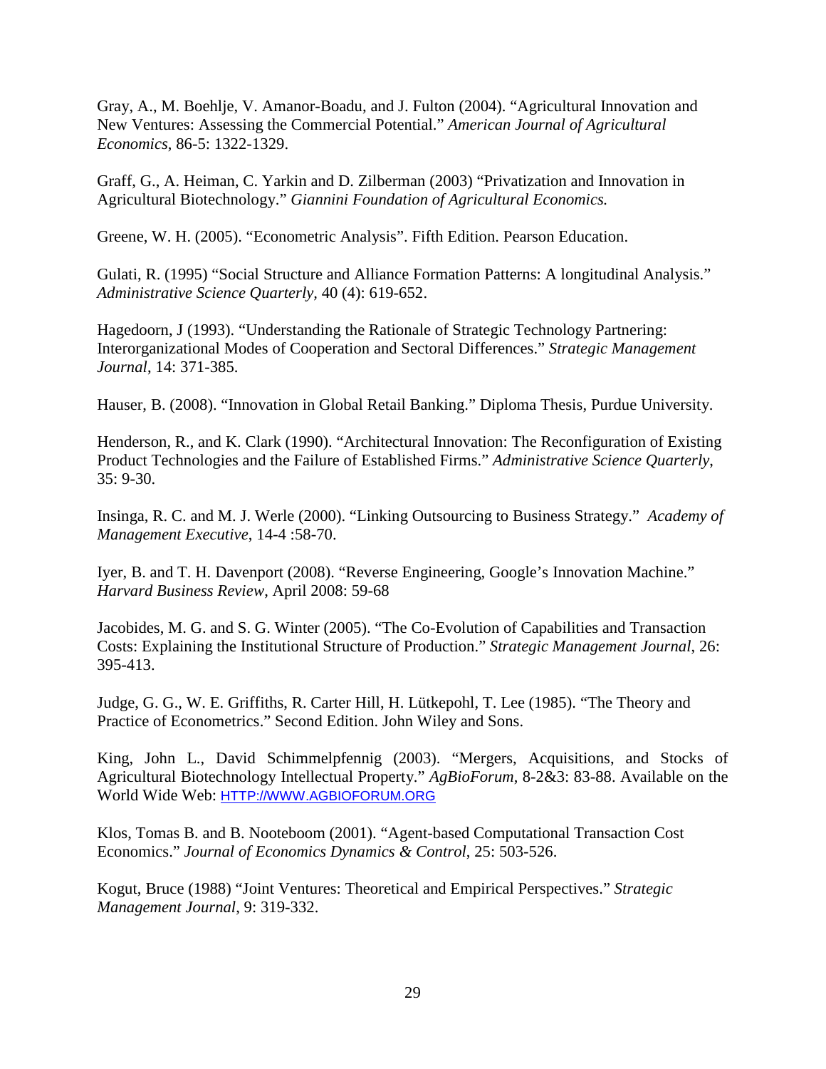Gray, A., M. Boehlje, V. Amanor-Boadu, and J. Fulton (2004). "Agricultural Innovation and New Ventures: Assessing the Commercial Potential." *American Journal of Agricultural Economics*, 86-5: 1322-1329.

Graff, G., A. Heiman, C. Yarkin and D. Zilberman (2003) "Privatization and Innovation in Agricultural Biotechnology." *Giannini Foundation of Agricultural Economics.*

Greene, W. H. (2005). "Econometric Analysis". Fifth Edition. Pearson Education.

Gulati, R. (1995) "Social Structure and Alliance Formation Patterns: A longitudinal Analysis." *Administrative Science Quarterly*, 40 (4): 619-652.

Hagedoorn, J (1993). "Understanding the Rationale of Strategic Technology Partnering: Interorganizational Modes of Cooperation and Sectoral Differences." *Strategic Management Journal*, 14: 371-385.

Hauser, B. (2008). "Innovation in Global Retail Banking." Diploma Thesis, Purdue University.

Henderson, R., and K. Clark (1990). "Architectural Innovation: The Reconfiguration of Existing Product Technologies and the Failure of Established Firms." *Administrative Science Quarterly*, 35: 9-30.

Insinga, R. C. and M. J. Werle (2000). "Linking Outsourcing to Business Strategy." *Academy of Management Executive*, 14-4 :58-70.

Iyer, B. and T. H. Davenport (2008). "Reverse Engineering, Google's Innovation Machine." *Harvard Business Review*, April 2008: 59-68

Jacobides, M. G. and S. G. Winter (2005). "The Co-Evolution of Capabilities and Transaction Costs: Explaining the Institutional Structure of Production." *Strategic Management Journal*, 26: 395-413.

Judge, G. G., W. E. Griffiths, R. Carter Hill, H. Lütkepohl, T. Lee (1985). "The Theory and Practice of Econometrics." Second Edition. John Wiley and Sons.

King, John L., David Schimmelpfennig (2003). "Mergers, Acquisitions, and Stocks of Agricultural Biotechnology Intellectual Property." *AgBioForum*, 8-2&3: 83-88. Available on the World Wide Web: HTTP://WWW.AGBIOFORUM.ORG

Klos, Tomas B. and B. Nooteboom (2001). "Agent-based Computational Transaction Cost Economics." *Journal of Economics Dynamics & Control*, 25: 503-526.

Kogut, Bruce (1988) "Joint Ventures: Theoretical and Empirical Perspectives." *Strategic Management Journal*, 9: 319-332.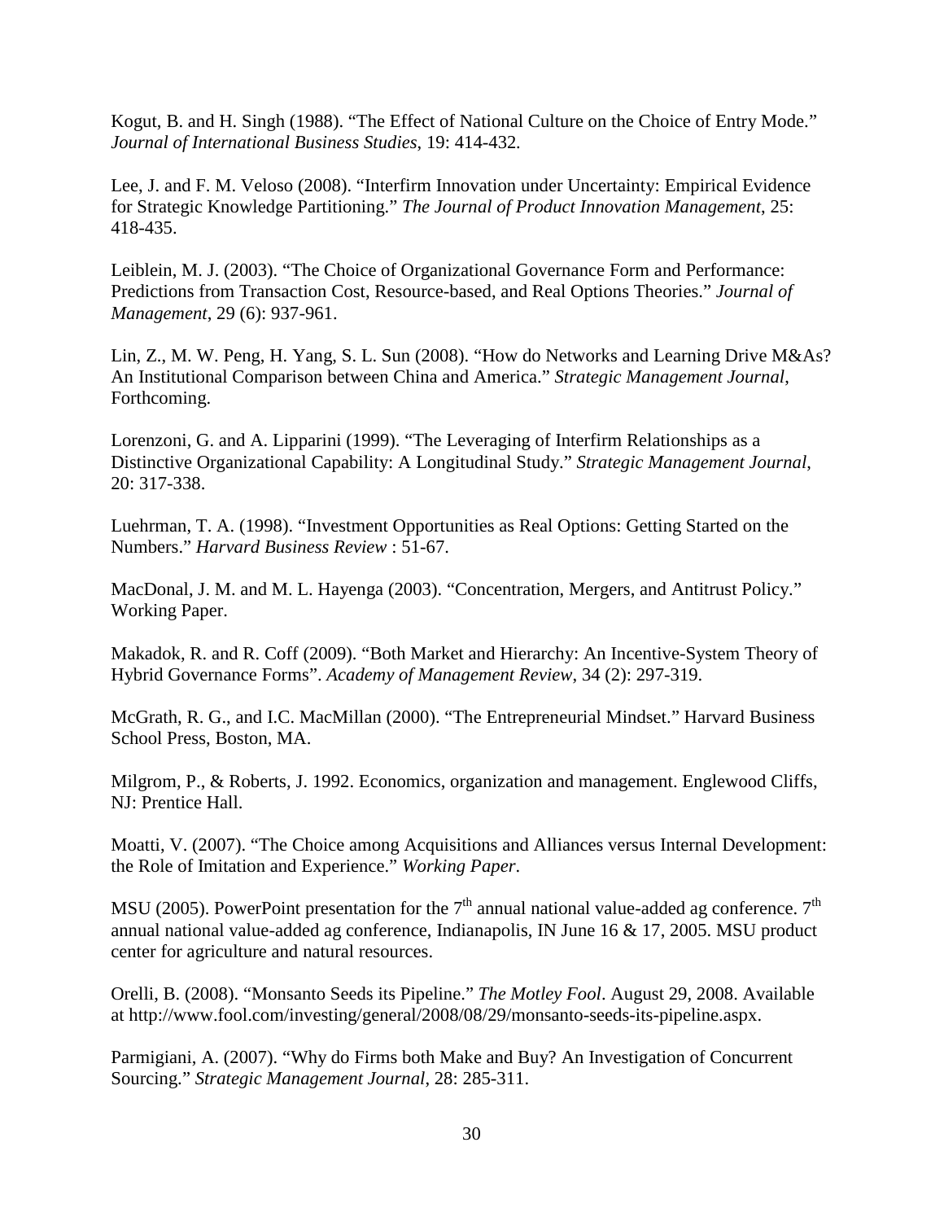Kogut, B. and H. Singh (1988). "The Effect of National Culture on the Choice of Entry Mode." *Journal of International Business Studies*, 19: 414-432.

Lee, J. and F. M. Veloso (2008). "Interfirm Innovation under Uncertainty: Empirical Evidence for Strategic Knowledge Partitioning." *The Journal of Product Innovation Management*, 25: 418-435.

Leiblein, M. J. (2003). "The Choice of Organizational Governance Form and Performance: Predictions from Transaction Cost, Resource-based, and Real Options Theories." *Journal of Management*, 29 (6): 937-961.

Lin, Z., M. W. Peng, H. Yang, S. L. Sun (2008). "How do Networks and Learning Drive M&As? An Institutional Comparison between China and America." *Strategic Management Journal*, Forthcoming.

Lorenzoni, G. and A. Lipparini (1999). "The Leveraging of Interfirm Relationships as a Distinctive Organizational Capability: A Longitudinal Study." *Strategic Management Journal*, 20: 317-338.

Luehrman, T. A. (1998). "Investment Opportunities as Real Options: Getting Started on the Numbers." *Harvard Business Review* : 51-67.

MacDonal, J. M. and M. L. Hayenga (2003). "Concentration, Mergers, and Antitrust Policy." Working Paper.

Makadok, R. and R. Coff (2009). "Both Market and Hierarchy: An Incentive-System Theory of Hybrid Governance Forms". *Academy of Management Review*, 34 (2): 297-319.

McGrath, R. G., and I.C. MacMillan (2000). "The Entrepreneurial Mindset." Harvard Business School Press, Boston, MA.

Milgrom, P., & Roberts, J. 1992. Economics, organization and management. Englewood Cliffs, NJ: Prentice Hall.

Moatti, V. (2007). "The Choice among Acquisitions and Alliances versus Internal Development: the Role of Imitation and Experience." *Working Paper*.

MSU (2005). PowerPoint presentation for the 7th annual national value-added ag conference. 7th annual national value-added ag conference, Indianapolis, IN June 16 & 17, 2005. MSU product center for agriculture and natural resources.

Orelli, B. (2008). "Monsanto Seeds its Pipeline." *The Motley Fool*. August 29, 2008. Available at http://www.fool.com/investing/general/2008/08/29/monsanto-seeds-its-pipeline.aspx.

Parmigiani, A. (2007). "Why do Firms both Make and Buy? An Investigation of Concurrent Sourcing." *Strategic Management Journal*, 28: 285-311.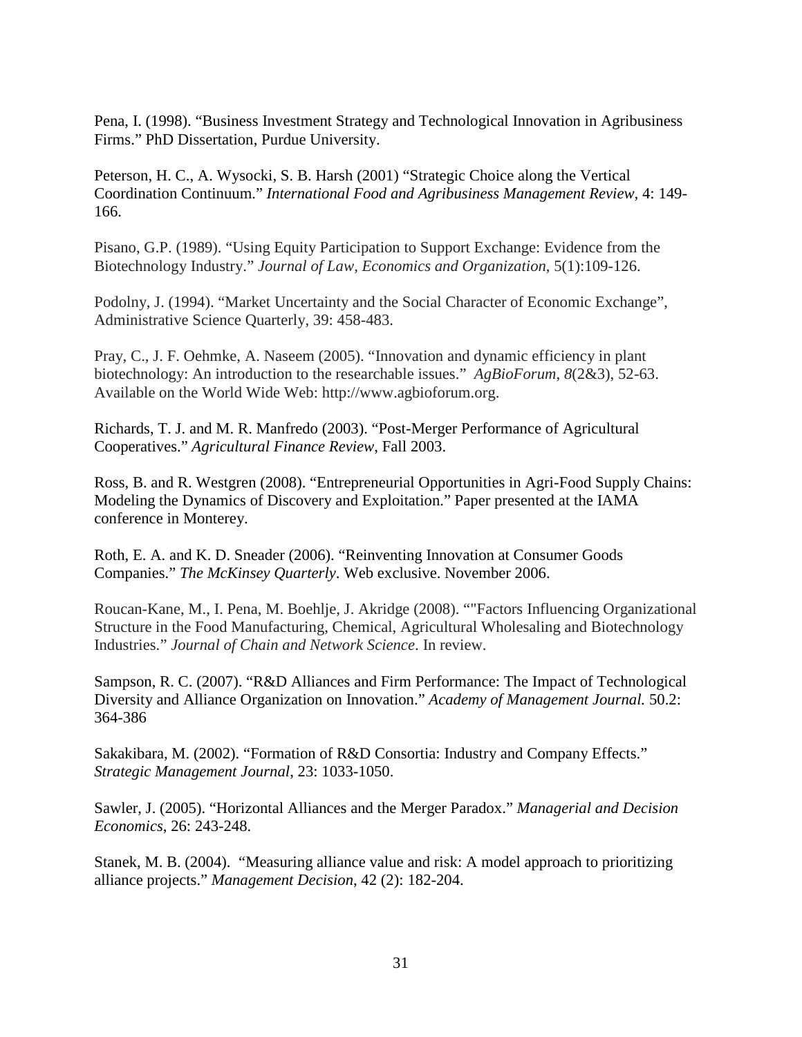Pena, I. (1998). "Business Investment Strategy and Technological Innovation in Agribusiness Firms." PhD Dissertation, Purdue University.

Peterson, H. C., A. Wysocki, S. B. Harsh (2001) "Strategic Choice along the Vertical Coordination Continuum." *International Food and Agribusiness Management Review*, 4: 149-166.

Pisano, G.P. (1989). "Using Equity Participation to Support Exchange: Evidence from the Biotechnology Industry." *Journal of Law, Economics and Organization*, 5(1):109-126.

Podolny, J. (1994). "Market Uncertainty and the Social Character of Economic Exchange", Administrative Science Quarterly, 39: 458-483.

Pray, C., J. F. Oehmke, A. Naseem (2005). "Innovation and dynamic efficiency in plant biotechnology: An introduction to the researchable issues." *AgBioForum*, *8*(2&3), 52-63. Available on the World Wide Web: http://www.agbioforum.org.

Richards, T. J. and M. R. Manfredo (2003). "Post-Merger Performance of Agricultural Cooperatives." *Agricultural Finance Review*, Fall 2003.

Ross, B. and R. Westgren (2008). "Entrepreneurial Opportunities in Agri-Food Supply Chains: Modeling the Dynamics of Discovery and Exploitation." Paper presented at the IAMA conference in Monterey.

Roth, E. A. and K. D. Sneader (2006). "Reinventing Innovation at Consumer Goods Companies." *The McKinsey Quarterly*. Web exclusive. November 2006.

Roucan-Kane, M., I. Pena, M. Boehlje, J. Akridge (2008). ""Factors Influencing Organizational Structure in the Food Manufacturing, Chemical, Agricultural Wholesaling and Biotechnology Industries." *Journal of Chain and Network Science*. In review.

Sampson, R. C. (2007). "R&D Alliances and Firm Performance: The Impact of Technological Diversity and Alliance Organization on Innovation." *Academy of Management Journal.* 50.2: 364-386

Sakakibara, M. (2002). "Formation of R&D Consortia: Industry and Company Effects." *Strategic Management Journal*, 23: 1033-1050.

Sawler, J. (2005). "Horizontal Alliances and the Merger Paradox." *Managerial and Decision Economics*, 26: 243-248.

Stanek, M. B. (2004). "Measuring alliance value and risk: A model approach to prioritizing alliance projects." *Management Decision*, 42 (2): 182-204.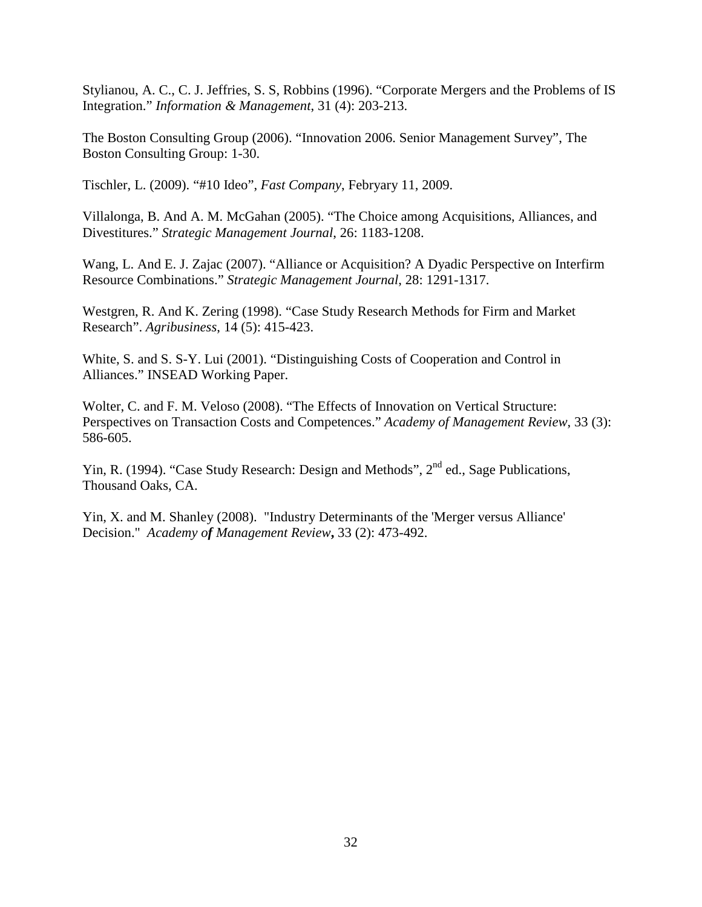Stylianou, A. C., C. J. Jeffries, S. S, Robbins (1996). “Corporate Mergers and the Problems of IS Integration.” *Information & Management*, 31 (4): 203-213.

The Boston Consulting Group (2006). “Innovation 2006. Senior Management Survey”, The Boston Consulting Group: 1-30.

Tischler, L. (2009). “#10 Ideo”, *Fast Company*, Febryary 11, 2009.

Villalonga, B. And A. M. McGahan (2005). “The Choice among Acquisitions, Alliances, and Divestitures.” *Strategic Management Journal*, 26: 1183-1208.

Wang, L. And E. J. Zajac (2007). “Alliance or Acquisition? A Dyadic Perspective on Interfirm Resource Combinations.” *Strategic Management Journal*, 28: 1291-1317.

Westgren, R. And K. Zering (1998). “Case Study Research Methods for Firm and Market Research”. *Agribusiness*, 14 (5): 415-423.

White, S. and S. S-Y. Lui (2001). “Distinguishing Costs of Cooperation and Control in Alliances.” INSEAD Working Paper.

Wolter, C. and F. M. Veloso (2008). “The Effects of Innovation on Vertical Structure: Perspectives on Transaction Costs and Competences.” *Academy of Management Review*, 33 (3): 586-605.

Yin, R. (1994). “Case Study Research: Design and Methods”, 2nd ed., Sage Publications, Thousand Oaks, CA.

Yin, X. and M. Shanley (2008). "Industry Determinants of the 'Merger versus Alliance' Decision." *Academy of Management Review*, 33 (2): 473-492.